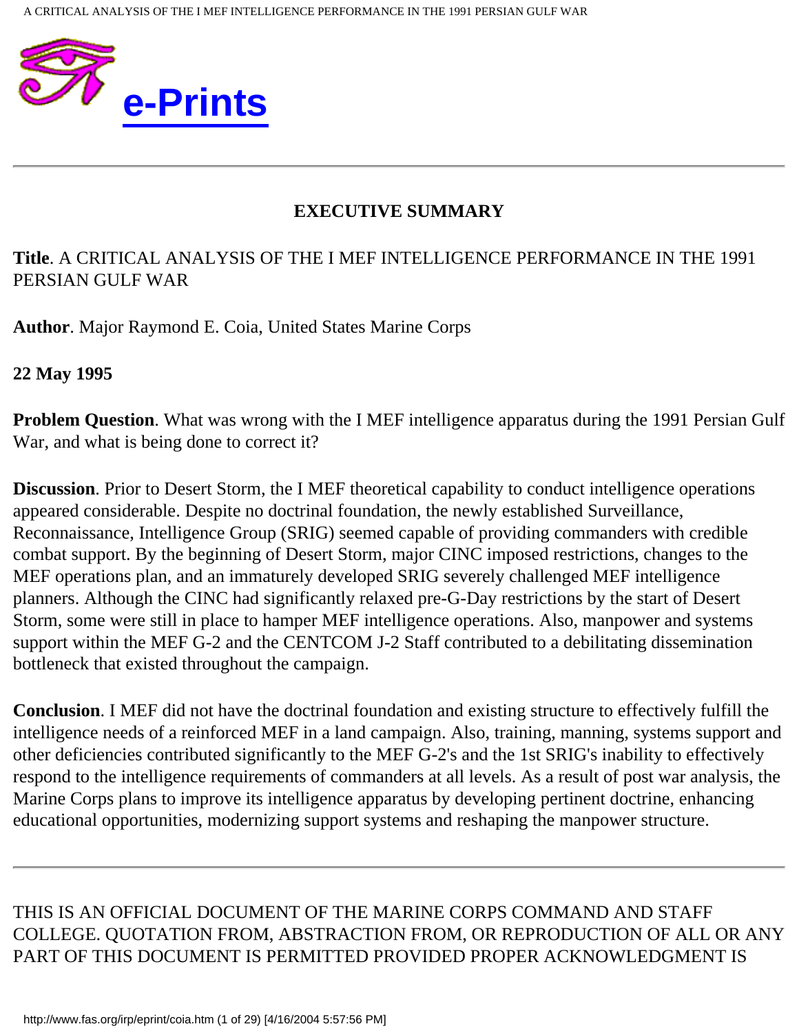# e-Prints

---

## EXECUTIVE SUMMARY

**Title**. A CRITICAL ANALYSIS OF THE I MEF INTELLIGENCE PERFORMANCE IN THE 1991 PERSIAN GULF WAR

**Author**. Major Raymond E. Coia, United States Marine Corps

**22 May 1995**

**Problem Question**. What was wrong with the I MEF intelligence apparatus during the 1991 Persian Gulf War, and what is being done to correct it?

**Discussion**. Prior to Desert Storm, the I MEF theoretical capability to conduct intelligence operations appeared considerable. Despite no doctrinal foundation, the newly established Surveillance, Reconnaissance, Intelligence Group (SRIG) seemed capable of providing commanders with credible combat support. By the beginning of Desert Storm, major CINC imposed restrictions, changes to the MEF operations plan, and an immaturely developed SRIG severely challenged MEF intelligence planners. Although the CINC had significantly relaxed pre-G-Day restrictions by the start of Desert Storm, some were still in place to hamper MEF intelligence operations. Also, manpower and systems support within the MEF G-2 and the CENTCOM J-2 Staff contributed to a debilitating dissemination bottleneck that existed throughout the campaign.

**Conclusion**. I MEF did not have the doctrinal foundation and existing structure to effectively fulfill the intelligence needs of a reinforced MEF in a land campaign. Also, training, manning, systems support and other deficiencies contributed significantly to the MEF G-2's and the 1st SRIG's inability to effectively respond to the intelligence requirements of commanders at all levels. As a result of post war analysis, the Marine Corps plans to improve its intelligence apparatus by developing pertinent doctrine, enhancing educational opportunities, modernizing support systems and reshaping the manpower structure.

---

THIS IS AN OFFICIAL DOCUMENT OF THE MARINE CORPS COMMAND AND STAFF COLLEGE. QUOTATION FROM, ABSTRACTION FROM, OR REPRODUCTION OF ALL OR ANY PART OF THIS DOCUMENT IS PERMITTED PROVIDED PROPER ACKNOWLEDGMENT IS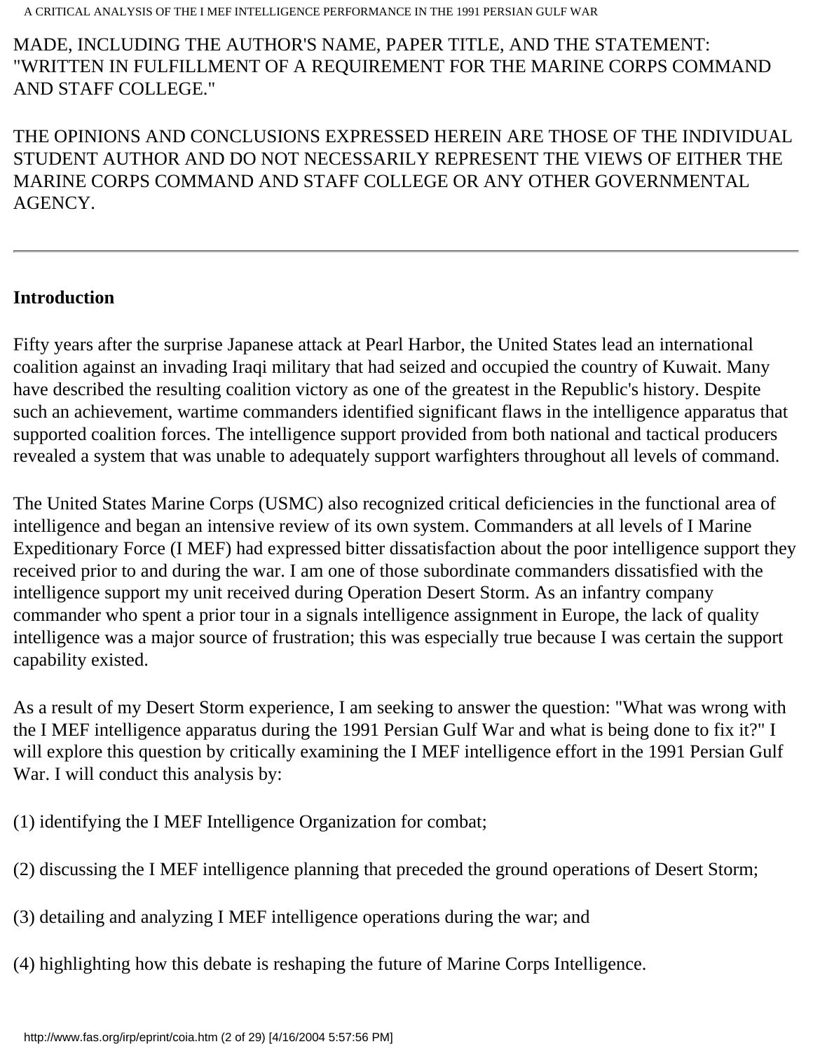MADE, INCLUDING THE AUTHOR'S NAME, PAPER TITLE, AND THE STATEMENT: "WRITTEN IN FULFILLMENT OF A REQUIREMENT FOR THE MARINE CORPS COMMAND AND STAFF COLLEGE."

THE OPINIONS AND CONCLUSIONS EXPRESSED HEREIN ARE THOSE OF THE INDIVIDUAL STUDENT AUTHOR AND DO NOT NECESSARILY REPRESENT THE VIEWS OF EITHER THE MARINE CORPS COMMAND AND STAFF COLLEGE OR ANY OTHER GOVERNMENTAL AGENCY.

---

**Introduction**

Fifty years after the surprise Japanese attack at Pearl Harbor, the United States lead an international coalition against an invading Iraqi military that had seized and occupied the country of Kuwait. Many have described the resulting coalition victory as one of the greatest in the Republic's history. Despite such an achievement, wartime commanders identified significant flaws in the intelligence apparatus that supported coalition forces. The intelligence support provided from both national and tactical producers revealed a system that was unable to adequately support warfighters throughout all levels of command.

The United States Marine Corps (USMC) also recognized critical deficiencies in the functional area of intelligence and began an intensive review of its own system. Commanders at all levels of I Marine Expeditionary Force (I MEF) had expressed bitter dissatisfaction about the poor intelligence support they received prior to and during the war. I am one of those subordinate commanders dissatisfied with the intelligence support my unit received during Operation Desert Storm. As an infantry company commander who spent a prior tour in a signals intelligence assignment in Europe, the lack of quality intelligence was a major source of frustration; this was especially true because I was certain the support capability existed.

As a result of my Desert Storm experience, I am seeking to answer the question: "What was wrong with the I MEF intelligence apparatus during the 1991 Persian Gulf War and what is being done to fix it?" I will explore this question by critically examining the I MEF intelligence effort in the 1991 Persian Gulf War. I will conduct this analysis by:

(1) identifying the I MEF Intelligence Organization for combat;

(2) discussing the I MEF intelligence planning that preceded the ground operations of Desert Storm;

(3) detailing and analyzing I MEF intelligence operations during the war; and

(4) highlighting how this debate is reshaping the future of Marine Corps Intelligence.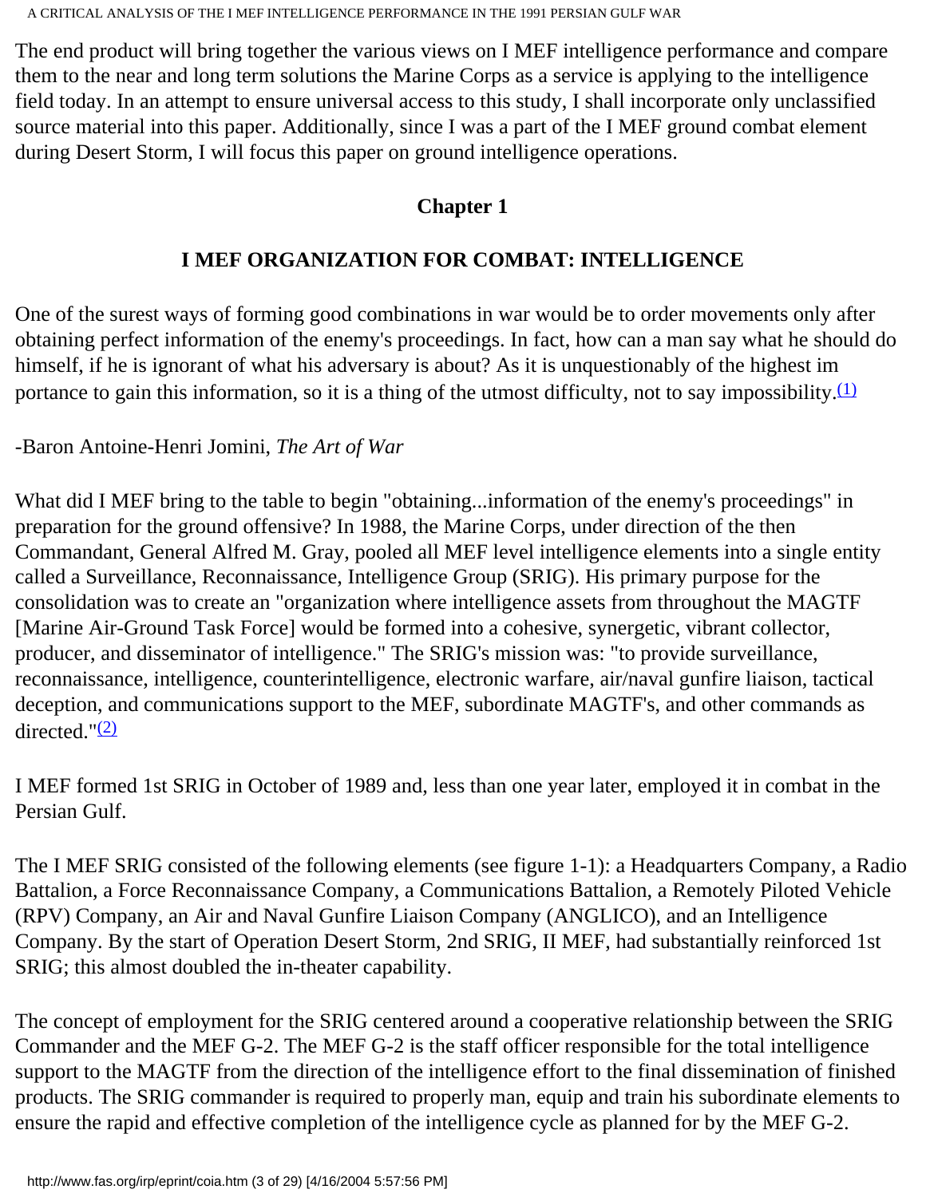The end product will bring together the various views on I MEF intelligence performance and compare them to the near and long term solutions the Marine Corps as a service is applying to the intelligence field today. In an attempt to ensure universal access to this study, I shall incorporate only unclassified source material into this paper. Additionally, since I was a part of the I MEF ground combat element during Desert Storm, I will focus this paper on ground intelligence operations.

## Chapter 1

## I MEF ORGANIZATION FOR COMBAT: INTELLIGENCE

One of the surest ways of forming good combinations in war would be to order movements only after obtaining perfect information of the enemy's proceedings. In fact, how can a man say what he should do himself, if he is ignorant of what his adversary is about? As it is unquestionably of the highest im portance to gain this information, so it is a thing of the utmost difficulty, not to say impossibility.[(1)]

-Baron Antoine-Henri Jomini, *The Art of War*

What did I MEF bring to the table to begin "obtaining...information of the enemy's proceedings" in preparation for the ground offensive? In 1988, the Marine Corps, under direction of the then Commandant, General Alfred M. Gray, pooled all MEF level intelligence elements into a single entity called a Surveillance, Reconnaissance, Intelligence Group (SRIG). His primary purpose for the consolidation was to create an "organization where intelligence assets from throughout the MAGTF [Marine Air-Ground Task Force] would be formed into a cohesive, synergetic, vibrant collector, producer, and disseminator of intelligence." The SRIG's mission was: "to provide surveillance, reconnaissance, intelligence, counterintelligence, electronic warfare, air/naval gunfire liaison, tactical deception, and communications support to the MEF, subordinate MAGTF's, and other commands as directed."[(2)]

I MEF formed 1st SRIG in October of 1989 and, less than one year later, employed it in combat in the Persian Gulf.

The I MEF SRIG consisted of the following elements (see figure 1-1): a Headquarters Company, a Radio Battalion, a Force Reconnaissance Company, a Communications Battalion, a Remotely Piloted Vehicle (RPV) Company, an Air and Naval Gunfire Liaison Company (ANGLICO), and an Intelligence Company. By the start of Operation Desert Storm, 2nd SRIG, II MEF, had substantially reinforced 1st SRIG; this almost doubled the in-theater capability.

The concept of employment for the SRIG centered around a cooperative relationship between the SRIG Commander and the MEF G-2. The MEF G-2 is the staff officer responsible for the total intelligence support to the MAGTF from the direction of the intelligence effort to the final dissemination of finished products. The SRIG commander is required to properly man, equip and train his subordinate elements to ensure the rapid and effective completion of the intelligence cycle as planned for by the MEF G-2.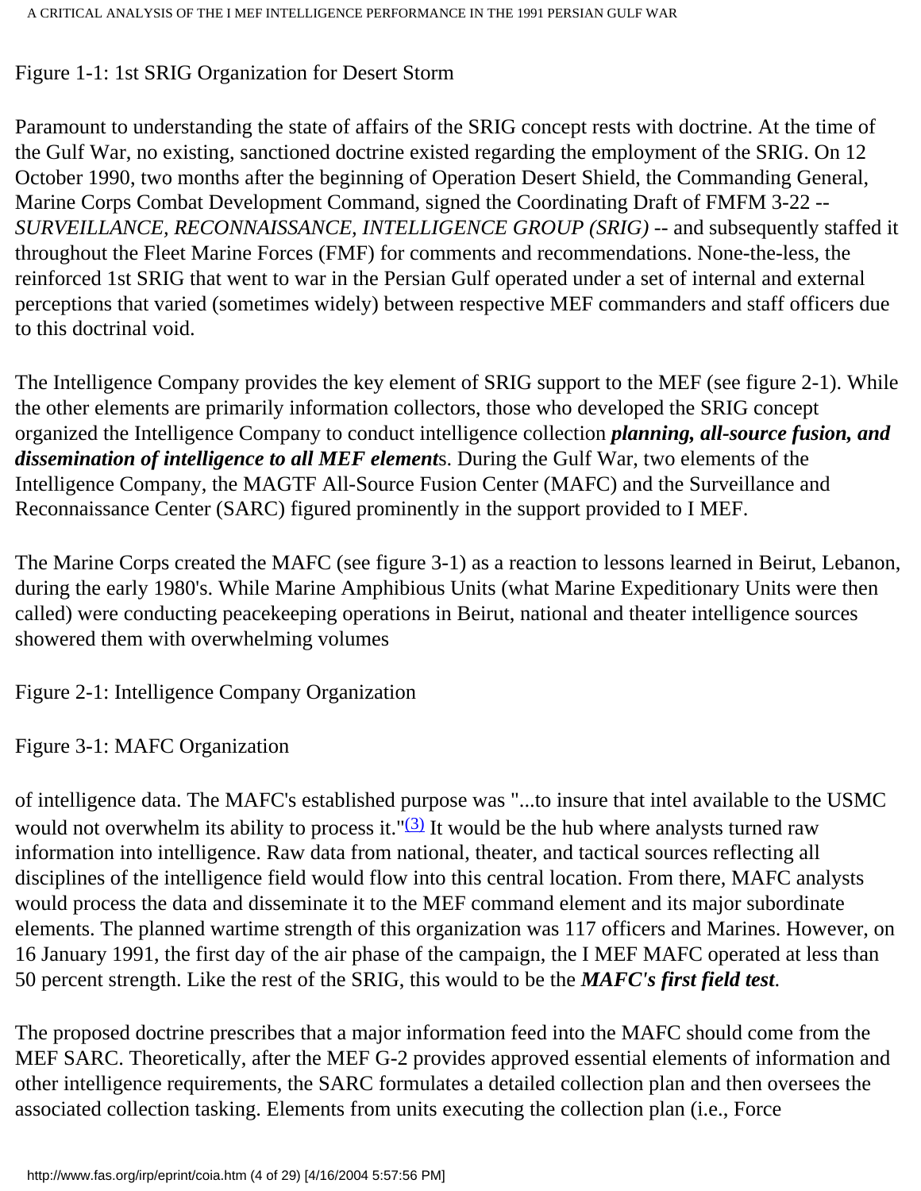Figure 1-1: 1st SRIG Organization for Desert Storm

Paramount to understanding the state of affairs of the SRIG concept rests with doctrine. At the time of the Gulf War, no existing, sanctioned doctrine existed regarding the employment of the SRIG. On 12 October 1990, two months after the beginning of Operation Desert Shield, the Commanding General, Marine Corps Combat Development Command, signed the Coordinating Draft of FMFM 3-22 -- *SURVEILLANCE, RECONNAISSANCE, INTELLIGENCE GROUP (SRIG)* -- and subsequently staffed it throughout the Fleet Marine Forces (FMF) for comments and recommendations. None-the-less, the reinforced 1st SRIG that went to war in the Persian Gulf operated under a set of internal and external perceptions that varied (sometimes widely) between respective MEF commanders and staff officers due to this doctrinal void.

The Intelligence Company provides the key element of SRIG support to the MEF (see figure 2-1). While the other elements are primarily information collectors, those who developed the SRIG concept organized the Intelligence Company to conduct intelligence collection ***planning, all-source fusion, and dissemination of intelligence to all MEF element***s. During the Gulf War, two elements of the Intelligence Company, the MAGTF All-Source Fusion Center (MAFC) and the Surveillance and Reconnaissance Center (SARC) figured prominently in the support provided to I MEF.

The Marine Corps created the MAFC (see figure 3-1) as a reaction to lessons learned in Beirut, Lebanon, during the early 1980's. While Marine Amphibious Units (what Marine Expeditionary Units were then called) were conducting peacekeeping operations in Beirut, national and theater intelligence sources showered them with overwhelming volumes

Figure 2-1: Intelligence Company Organization

Figure 3-1: MAFC Organization

of intelligence data. The MAFC's established purpose was "...to insure that intel available to the USMC would not overwhelm its ability to process it."[(3)] It would be the hub where analysts turned raw information into intelligence. Raw data from national, theater, and tactical sources reflecting all disciplines of the intelligence field would flow into this central location. From there, MAFC analysts would process the data and disseminate it to the MEF command element and its major subordinate elements. The planned wartime strength of this organization was 117 officers and Marines. However, on 16 January 1991, the first day of the air phase of the campaign, the I MEF MAFC operated at less than 50 percent strength. Like the rest of the SRIG, this would to be the ***MAFC's first field test***.

The proposed doctrine prescribes that a major information feed into the MAFC should come from the MEF SARC. Theoretically, after the MEF G-2 provides approved essential elements of information and other intelligence requirements, the SARC formulates a detailed collection plan and then oversees the associated collection tasking. Elements from units executing the collection plan (i.e., Force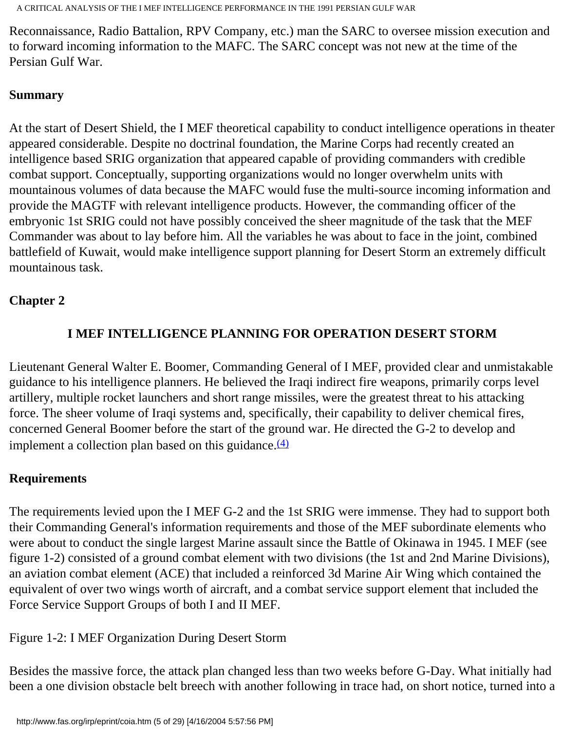Reconnaissance, Radio Battalion, RPV Company, etc.) man the SARC to oversee mission execution and to forward incoming information to the MAFC. The SARC concept was not new at the time of the Persian Gulf War.

### Summary

At the start of Desert Shield, the I MEF theoretical capability to conduct intelligence operations in theater appeared considerable. Despite no doctrinal foundation, the Marine Corps had recently created an intelligence based SRIG organization that appeared capable of providing commanders with credible combat support. Conceptually, supporting organizations would no longer overwhelm units with mountainous volumes of data because the MAFC would fuse the multi-source incoming information and provide the MAGTF with relevant intelligence products. However, the commanding officer of the embryonic 1st SRIG could not have possibly conceived the sheer magnitude of the task that the MEF Commander was about to lay before him. All the variables he was about to face in the joint, combined battlefield of Kuwait, would make intelligence support planning for Desert Storm an extremely difficult mountainous task.

## Chapter 2

## I MEF INTELLIGENCE PLANNING FOR OPERATION DESERT STORM

Lieutenant General Walter E. Boomer, Commanding General of I MEF, provided clear and unmistakable guidance to his intelligence planners. He believed the Iraqi indirect fire weapons, primarily corps level artillery, multiple rocket launchers and short range missiles, were the greatest threat to his attacking force. The sheer volume of Iraqi systems and, specifically, their capability to deliver chemical fires, concerned General Boomer before the start of the ground war. He directed the G-2 to develop and implement a collection plan based on this guidance.[(4)]

### Requirements

The requirements levied upon the I MEF G-2 and the 1st SRIG were immense. They had to support both their Commanding General's information requirements and those of the MEF subordinate elements who were about to conduct the single largest Marine assault since the Battle of Okinawa in 1945. I MEF (see figure 1-2) consisted of a ground combat element with two divisions (the 1st and 2nd Marine Divisions), an aviation combat element (ACE) that included a reinforced 3d Marine Air Wing which contained the equivalent of over two wings worth of aircraft, and a combat service support element that included the Force Service Support Groups of both I and II MEF.

Figure 1-2: I MEF Organization During Desert Storm

Besides the massive force, the attack plan changed less than two weeks before G-Day. What initially had been a one division obstacle belt breech with another following in trace had, on short notice, turned into a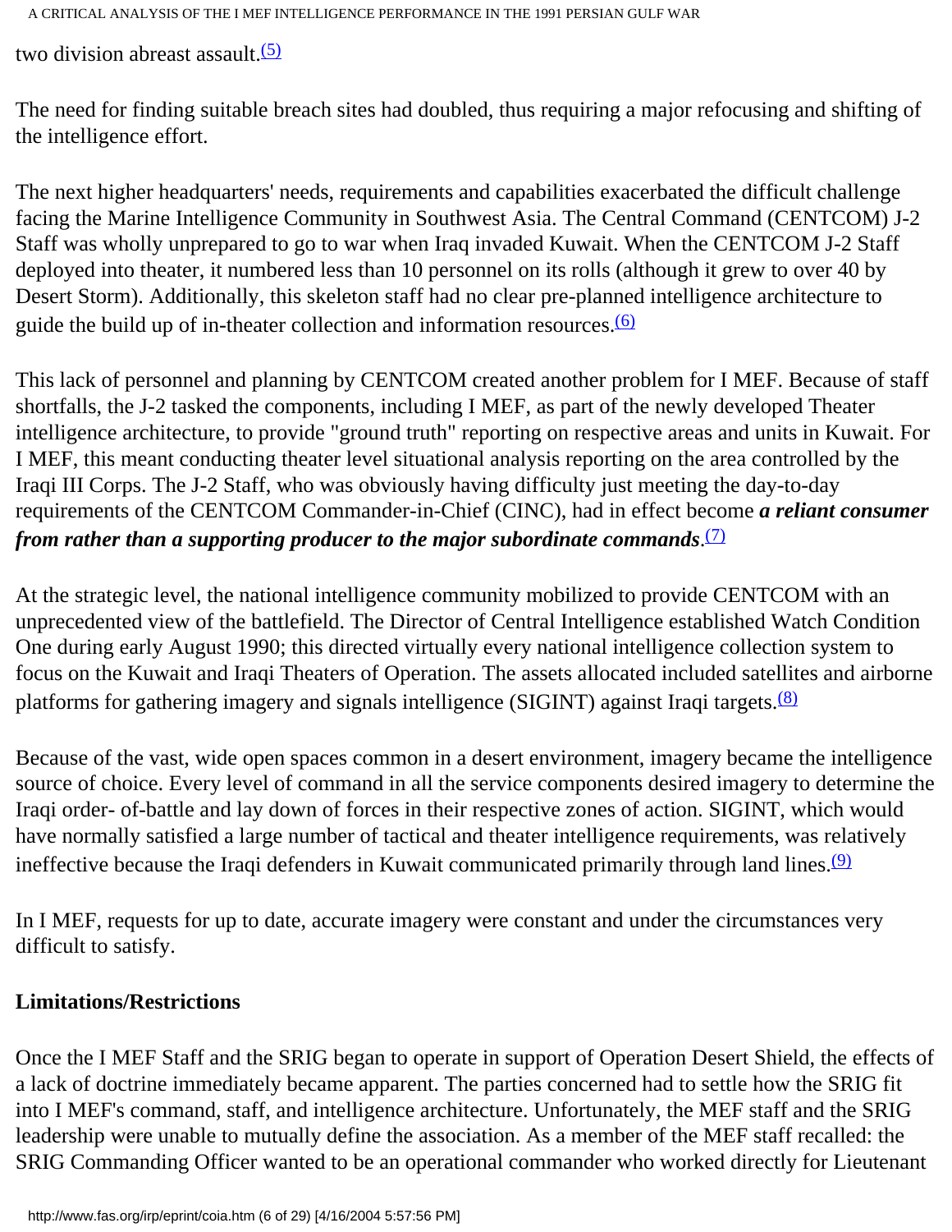two division abreast assault.[(5)]

The need for finding suitable breach sites had doubled, thus requiring a major refocusing and shifting of the intelligence effort.

The next higher headquarters' needs, requirements and capabilities exacerbated the difficult challenge facing the Marine Intelligence Community in Southwest Asia. The Central Command (CENTCOM) J-2 Staff was wholly unprepared to go to war when Iraq invaded Kuwait. When the CENTCOM J-2 Staff deployed into theater, it numbered less than 10 personnel on its rolls (although it grew to over 40 by Desert Storm). Additionally, this skeleton staff had no clear pre-planned intelligence architecture to guide the build up of in-theater collection and information resources.[(6)]

This lack of personnel and planning by CENTCOM created another problem for I MEF. Because of staff shortfalls, the J-2 tasked the components, including I MEF, as part of the newly developed Theater intelligence architecture, to provide "ground truth" reporting on respective areas and units in Kuwait. For I MEF, this meant conducting theater level situational analysis reporting on the area controlled by the Iraqi III Corps. The J-2 Staff, who was obviously having difficulty just meeting the day-to-day requirements of the CENTCOM Commander-in-Chief (CINC), had in effect become ***a reliant consumer from rather than a supporting producer to the major subordinate commands***.[(7)]

At the strategic level, the national intelligence community mobilized to provide CENTCOM with an unprecedented view of the battlefield. The Director of Central Intelligence established Watch Condition One during early August 1990; this directed virtually every national intelligence collection system to focus on the Kuwait and Iraqi Theaters of Operation. The assets allocated included satellites and airborne platforms for gathering imagery and signals intelligence (SIGINT) against Iraqi targets.[(8)]

Because of the vast, wide open spaces common in a desert environment, imagery became the intelligence source of choice. Every level of command in all the service components desired imagery to determine the Iraqi order- of-battle and lay down of forces in their respective zones of action. SIGINT, which would have normally satisfied a large number of tactical and theater intelligence requirements, was relatively ineffective because the Iraqi defenders in Kuwait communicated primarily through land lines.[(9)]

In I MEF, requests for up to date, accurate imagery were constant and under the circumstances very difficult to satisfy.

**Limitations/Restrictions**

Once the I MEF Staff and the SRIG began to operate in support of Operation Desert Shield, the effects of a lack of doctrine immediately became apparent. The parties concerned had to settle how the SRIG fit into I MEF's command, staff, and intelligence architecture. Unfortunately, the MEF staff and the SRIG leadership were unable to mutually define the association. As a member of the MEF staff recalled: the SRIG Commanding Officer wanted to be an operational commander who worked directly for Lieutenant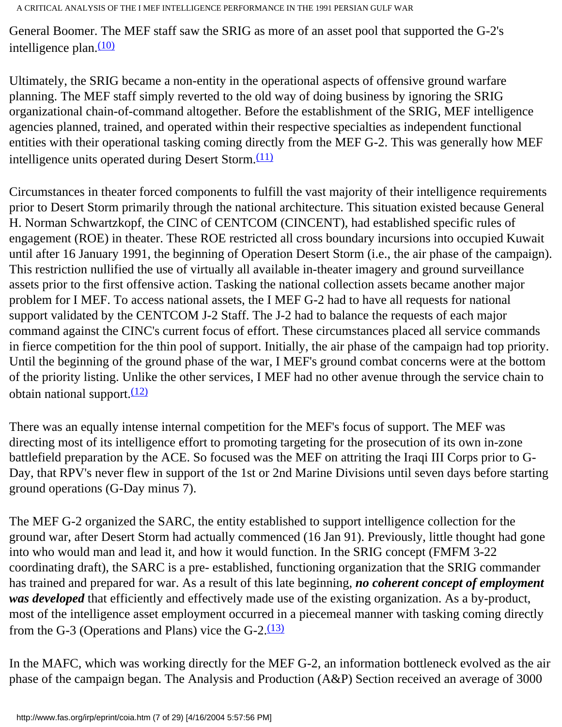General Boomer. The MEF staff saw the SRIG as more of an asset pool that supported the G-2's intelligence plan.(10)

Ultimately, the SRIG became a non-entity in the operational aspects of offensive ground warfare planning. The MEF staff simply reverted to the old way of doing business by ignoring the SRIG organizational chain-of-command altogether. Before the establishment of the SRIG, MEF intelligence agencies planned, trained, and operated within their respective specialties as independent functional entities with their operational tasking coming directly from the MEF G-2. This was generally how MEF intelligence units operated during Desert Storm.(11)

Circumstances in theater forced components to fulfill the vast majority of their intelligence requirements prior to Desert Storm primarily through the national architecture. This situation existed because General H. Norman Schwartzkopf, the CINC of CENTCOM (CINCENT), had established specific rules of engagement (ROE) in theater. These ROE restricted all cross boundary incursions into occupied Kuwait until after 16 January 1991, the beginning of Operation Desert Storm (i.e., the air phase of the campaign). This restriction nullified the use of virtually all available in-theater imagery and ground surveillance assets prior to the first offensive action. Tasking the national collection assets became another major problem for I MEF. To access national assets, the I MEF G-2 had to have all requests for national support validated by the CENTCOM J-2 Staff. The J-2 had to balance the requests of each major command against the CINC's current focus of effort. These circumstances placed all service commands in fierce competition for the thin pool of support. Initially, the air phase of the campaign had top priority. Until the beginning of the ground phase of the war, I MEF's ground combat concerns were at the bottom of the priority listing. Unlike the other services, I MEF had no other avenue through the service chain to obtain national support.(12)

There was an equally intense internal competition for the MEF's focus of support. The MEF was directing most of its intelligence effort to promoting targeting for the prosecution of its own in-zone battlefield preparation by the ACE. So focused was the MEF on attriting the Iraqi III Corps prior to G-Day, that RPV's never flew in support of the 1st or 2nd Marine Divisions until seven days before starting ground operations (G-Day minus 7).

The MEF G-2 organized the SARC, the entity established to support intelligence collection for the ground war, after Desert Storm had actually commenced (16 Jan 91). Previously, little thought had gone into who would man and lead it, and how it would function. In the SRIG concept (FMFM 3-22 coordinating draft), the SARC is a pre- established, functioning organization that the SRIG commander has trained and prepared for war. As a result of this late beginning, ***no coherent concept of employment was developed*** that efficiently and effectively made use of the existing organization. As a by-product, most of the intelligence asset employment occurred in a piecemeal manner with tasking coming directly from the G-3 (Operations and Plans) vice the G-2.(13)

In the MAFC, which was working directly for the MEF G-2, an information bottleneck evolved as the air phase of the campaign began. The Analysis and Production (A&P) Section received an average of 3000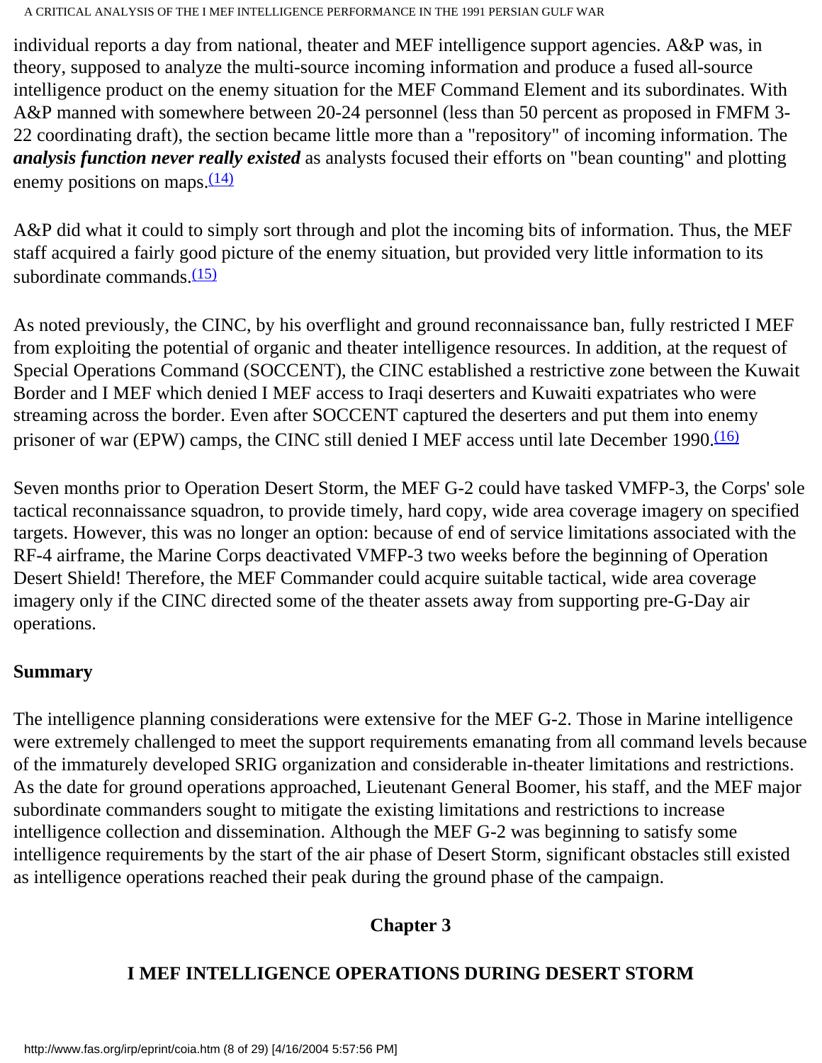individual reports a day from national, theater and MEF intelligence support agencies. A&P was, in theory, supposed to analyze the multi-source incoming information and produce a fused all-source intelligence product on the enemy situation for the MEF Command Element and its subordinates. With A&P manned with somewhere between 20-24 personnel (less than 50 percent as proposed in FMFM 3-22 coordinating draft), the section became little more than a "repository" of incoming information. The ***analysis function never really existed*** as analysts focused their efforts on "bean counting" and plotting enemy positions on maps.[(14)]

A&P did what it could to simply sort through and plot the incoming bits of information. Thus, the MEF staff acquired a fairly good picture of the enemy situation, but provided very little information to its subordinate commands.[(15)]

As noted previously, the CINC, by his overflight and ground reconnaissance ban, fully restricted I MEF from exploiting the potential of organic and theater intelligence resources. In addition, at the request of Special Operations Command (SOCCENT), the CINC established a restrictive zone between the Kuwait Border and I MEF which denied I MEF access to Iraqi deserters and Kuwaiti expatriates who were streaming across the border. Even after SOCCENT captured the deserters and put them into enemy prisoner of war (EPW) camps, the CINC still denied I MEF access until late December 1990.[(16)]

Seven months prior to Operation Desert Storm, the MEF G-2 could have tasked VMFP-3, the Corps' sole tactical reconnaissance squadron, to provide timely, hard copy, wide area coverage imagery on specified targets. However, this was no longer an option: because of end of service limitations associated with the RF-4 airframe, the Marine Corps deactivated VMFP-3 two weeks before the beginning of Operation Desert Shield! Therefore, the MEF Commander could acquire suitable tactical, wide area coverage imagery only if the CINC directed some of the theater assets away from supporting pre-G-Day air operations.

### Summary

The intelligence planning considerations were extensive for the MEF G-2. Those in Marine intelligence were extremely challenged to meet the support requirements emanating from all command levels because of the immaturely developed SRIG organization and considerable in-theater limitations and restrictions. As the date for ground operations approached, Lieutenant General Boomer, his staff, and the MEF major subordinate commanders sought to mitigate the existing limitations and restrictions to increase intelligence collection and dissemination. Although the MEF G-2 was beginning to satisfy some intelligence requirements by the start of the air phase of Desert Storm, significant obstacles still existed as intelligence operations reached their peak during the ground phase of the campaign.

## Chapter 3

## I MEF INTELLIGENCE OPERATIONS DURING DESERT STORM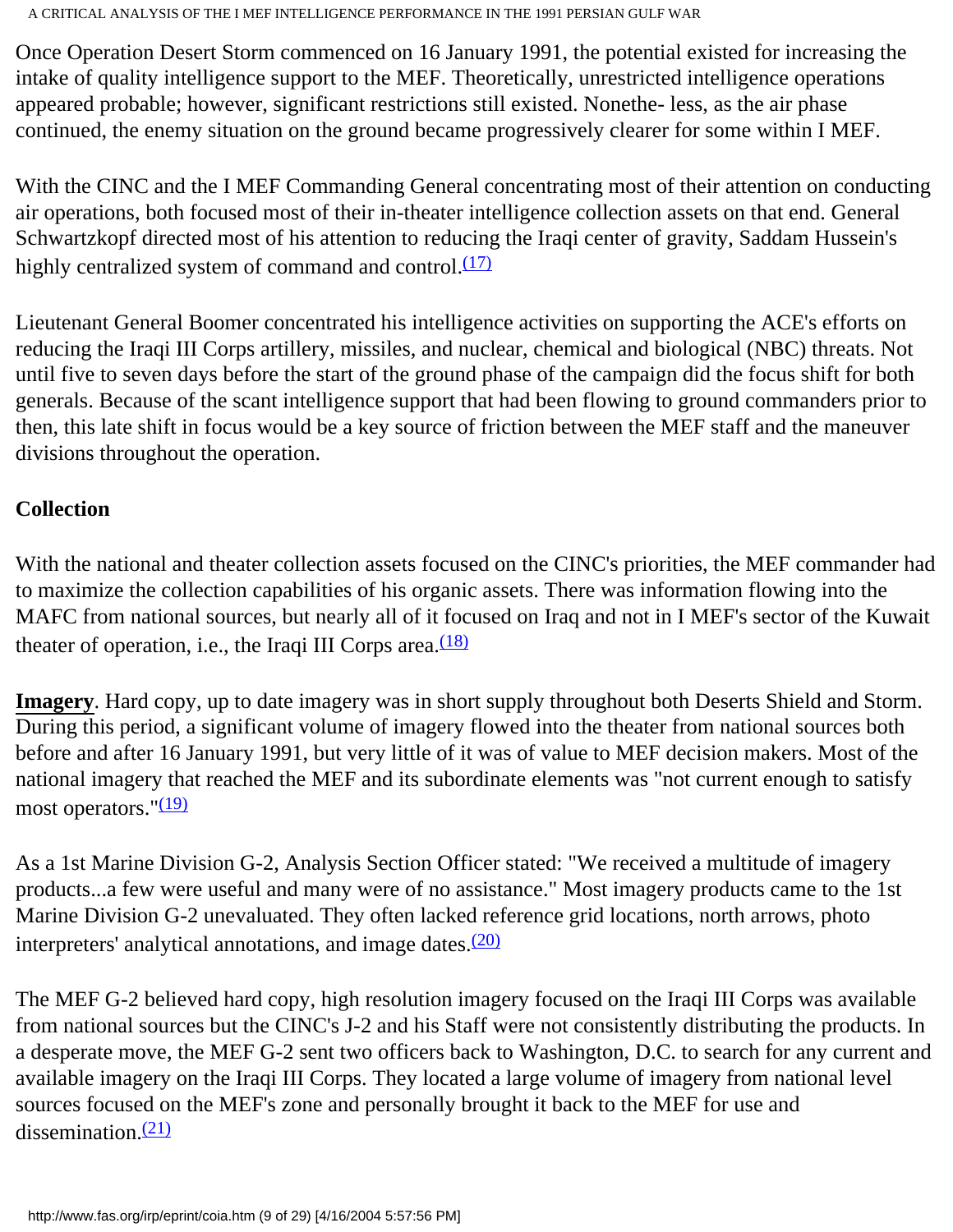Once Operation Desert Storm commenced on 16 January 1991, the potential existed for increasing the intake of quality intelligence support to the MEF. Theoretically, unrestricted intelligence operations appeared probable; however, significant restrictions still existed. Nonethe- less, as the air phase continued, the enemy situation on the ground became progressively clearer for some within I MEF.

With the CINC and the I MEF Commanding General concentrating most of their attention on conducting air operations, both focused most of their in-theater intelligence collection assets on that end. General Schwartzkopf directed most of his attention to reducing the Iraqi center of gravity, Saddam Hussein's highly centralized system of command and control.(17)

Lieutenant General Boomer concentrated his intelligence activities on supporting the ACE's efforts on reducing the Iraqi III Corps artillery, missiles, and nuclear, chemical and biological (NBC) threats. Not until five to seven days before the start of the ground phase of the campaign did the focus shift for both generals. Because of the scant intelligence support that had been flowing to ground commanders prior to then, this late shift in focus would be a key source of friction between the MEF staff and the maneuver divisions throughout the operation.

**Collection**

With the national and theater collection assets focused on the CINC's priorities, the MEF commander had to maximize the collection capabilities of his organic assets. There was information flowing into the MAFC from national sources, but nearly all of it focused on Iraq and not in I MEF's sector of the Kuwait theater of operation, i.e., the Iraqi III Corps area.(18)

**Imagery**. Hard copy, up to date imagery was in short supply throughout both Deserts Shield and Storm. During this period, a significant volume of imagery flowed into the theater from national sources both before and after 16 January 1991, but very little of it was of value to MEF decision makers. Most of the national imagery that reached the MEF and its subordinate elements was "not current enough to satisfy most operators."(19)

As a 1st Marine Division G-2, Analysis Section Officer stated: "We received a multitude of imagery products...a few were useful and many were of no assistance." Most imagery products came to the 1st Marine Division G-2 unevaluated. They often lacked reference grid locations, north arrows, photo interpreters' analytical annotations, and image dates.(20)

The MEF G-2 believed hard copy, high resolution imagery focused on the Iraqi III Corps was available from national sources but the CINC's J-2 and his Staff were not consistently distributing the products. In a desperate move, the MEF G-2 sent two officers back to Washington, D.C. to search for any current and available imagery on the Iraqi III Corps. They located a large volume of imagery from national level sources focused on the MEF's zone and personally brought it back to the MEF for use and dissemination.(21)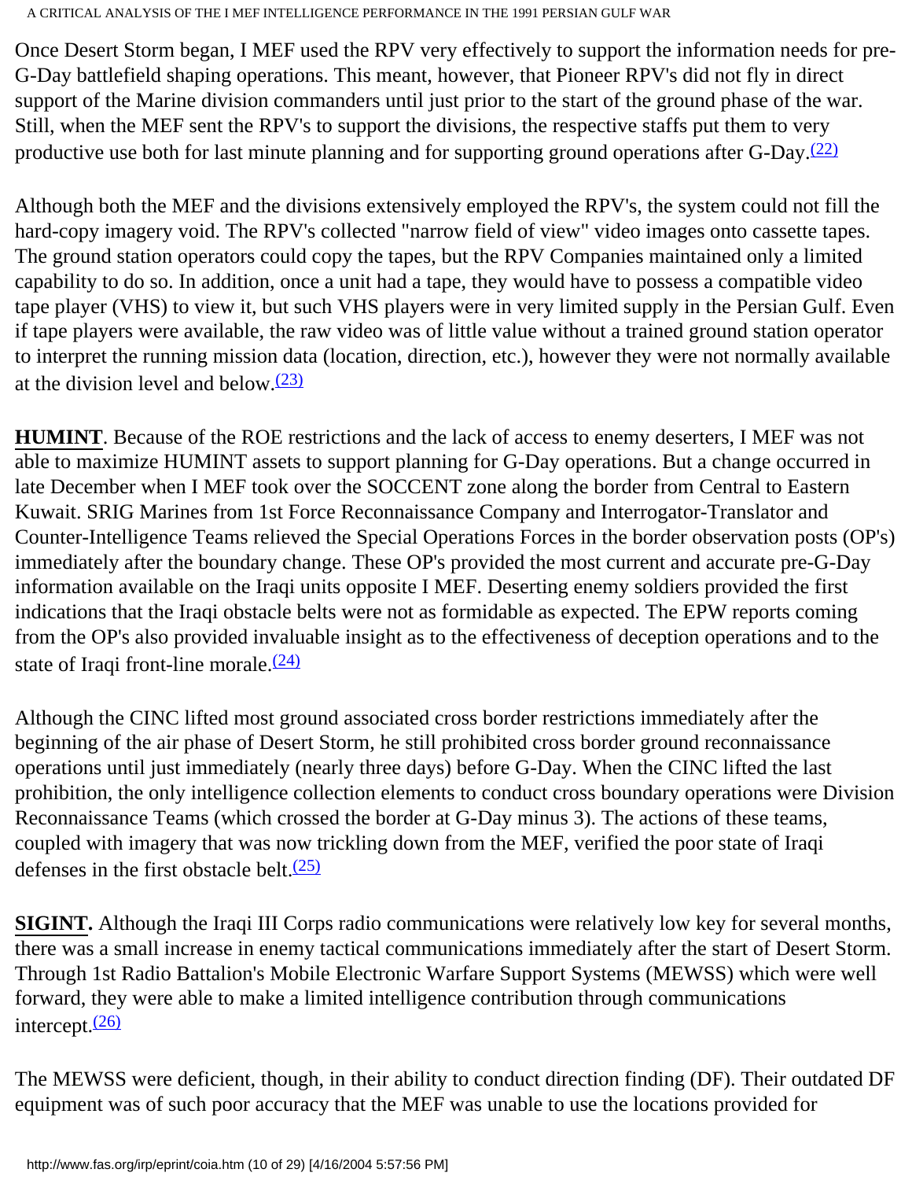Once Desert Storm began, I MEF used the RPV very effectively to support the information needs for pre-G-Day battlefield shaping operations. This meant, however, that Pioneer RPV's did not fly in direct support of the Marine division commanders until just prior to the start of the ground phase of the war. Still, when the MEF sent the RPV's to support the divisions, the respective staffs put them to very productive use both for last minute planning and for supporting ground operations after G-Day.(22)

Although both the MEF and the divisions extensively employed the RPV's, the system could not fill the hard-copy imagery void. The RPV's collected "narrow field of view" video images onto cassette tapes. The ground station operators could copy the tapes, but the RPV Companies maintained only a limited capability to do so. In addition, once a unit had a tape, they would have to possess a compatible video tape player (VHS) to view it, but such VHS players were in very limited supply in the Persian Gulf. Even if tape players were available, the raw video was of little value without a trained ground station operator to interpret the running mission data (location, direction, etc.), however they were not normally available at the division level and below.(23)

**HUMINT**. Because of the ROE restrictions and the lack of access to enemy deserters, I MEF was not able to maximize HUMINT assets to support planning for G-Day operations. But a change occurred in late December when I MEF took over the SOCCENT zone along the border from Central to Eastern Kuwait. SRIG Marines from 1st Force Reconnaissance Company and Interrogator-Translator and Counter-Intelligence Teams relieved the Special Operations Forces in the border observation posts (OP's) immediately after the boundary change. These OP's provided the most current and accurate pre-G-Day information available on the Iraqi units opposite I MEF. Deserting enemy soldiers provided the first indications that the Iraqi obstacle belts were not as formidable as expected. The EPW reports coming from the OP's also provided invaluable insight as to the effectiveness of deception operations and to the state of Iraqi front-line morale.(24)

Although the CINC lifted most ground associated cross border restrictions immediately after the beginning of the air phase of Desert Storm, he still prohibited cross border ground reconnaissance operations until just immediately (nearly three days) before G-Day. When the CINC lifted the last prohibition, the only intelligence collection elements to conduct cross boundary operations were Division Reconnaissance Teams (which crossed the border at G-Day minus 3). The actions of these teams, coupled with imagery that was now trickling down from the MEF, verified the poor state of Iraqi defenses in the first obstacle belt.(25)

**SIGINT.** Although the Iraqi III Corps radio communications were relatively low key for several months, there was a small increase in enemy tactical communications immediately after the start of Desert Storm. Through 1st Radio Battalion's Mobile Electronic Warfare Support Systems (MEWSS) which were well forward, they were able to make a limited intelligence contribution through communications intercept.(26)

The MEWSS were deficient, though, in their ability to conduct direction finding (DF). Their outdated DF equipment was of such poor accuracy that the MEF was unable to use the locations provided for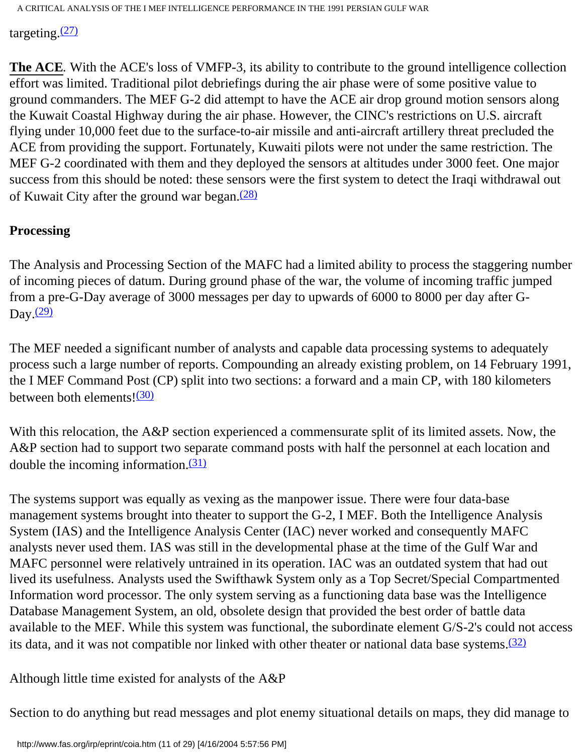targeting.[(27)]

**The ACE**. With the ACE's loss of VMFP-3, its ability to contribute to the ground intelligence collection effort was limited. Traditional pilot debriefings during the air phase were of some positive value to ground commanders. The MEF G-2 did attempt to have the ACE air drop ground motion sensors along the Kuwait Coastal Highway during the air phase. However, the CINC's restrictions on U.S. aircraft flying under 10,000 feet due to the surface-to-air missile and anti-aircraft artillery threat precluded the ACE from providing the support. Fortunately, Kuwaiti pilots were not under the same restriction. The MEF G-2 coordinated with them and they deployed the sensors at altitudes under 3000 feet. One major success from this should be noted: these sensors were the first system to detect the Iraqi withdrawal out of Kuwait City after the ground war began.[(28)]

**Processing**

The Analysis and Processing Section of the MAFC had a limited ability to process the staggering number of incoming pieces of datum. During ground phase of the war, the volume of incoming traffic jumped from a pre-G-Day average of 3000 messages per day to upwards of 6000 to 8000 per day after G-Day.[(29)]

The MEF needed a significant number of analysts and capable data processing systems to adequately process such a large number of reports. Compounding an already existing problem, on 14 February 1991, the I MEF Command Post (CP) split into two sections: a forward and a main CP, with 180 kilometers between both elements![(30)]

With this relocation, the A&P section experienced a commensurate split of its limited assets. Now, the A&P section had to support two separate command posts with half the personnel at each location and double the incoming information.[(31)]

The systems support was equally as vexing as the manpower issue. There were four data-base management systems brought into theater to support the G-2, I MEF. Both the Intelligence Analysis System (IAS) and the Intelligence Analysis Center (IAC) never worked and consequently MAFC analysts never used them. IAS was still in the developmental phase at the time of the Gulf War and MAFC personnel were relatively untrained in its operation. IAC was an outdated system that had out lived its usefulness. Analysts used the Swifthawk System only as a Top Secret/Special Compartmented Information word processor. The only system serving as a functioning data base was the Intelligence Database Management System, an old, obsolete design that provided the best order of battle data available to the MEF. While this system was functional, the subordinate element G/S-2's could not access its data, and it was not compatible nor linked with other theater or national data base systems.[(32)]

Although little time existed for analysts of the A&P

Section to do anything but read messages and plot enemy situational details on maps, they did manage to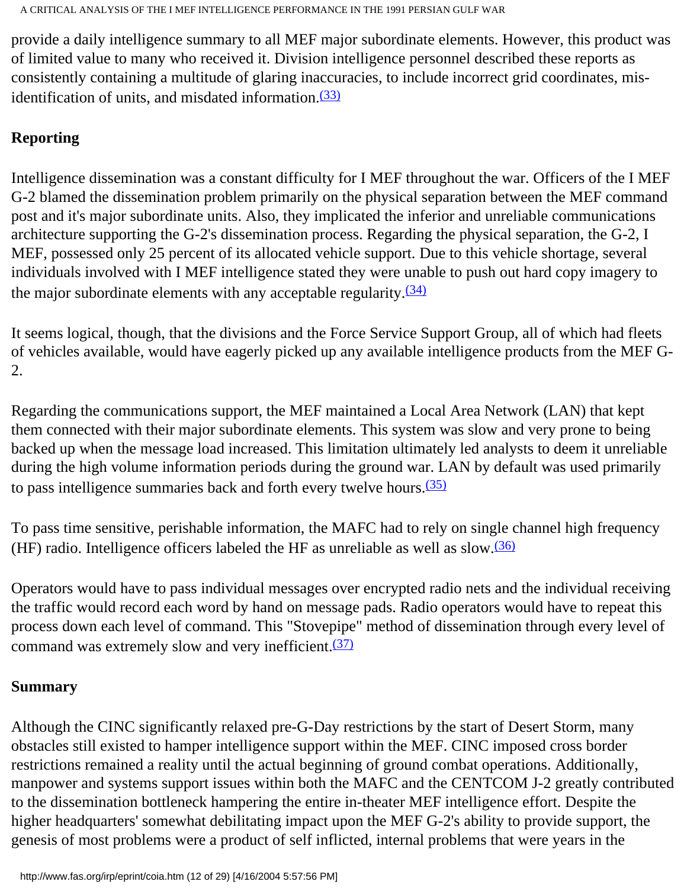provide a daily intelligence summary to all MEF major subordinate elements. However, this product was of limited value to many who received it. Division intelligence personnel described these reports as consistently containing a multitude of glaring inaccuracies, to include incorrect grid coordinates, mis-identification of units, and misdated information.[(33)]

## Reporting

Intelligence dissemination was a constant difficulty for I MEF throughout the war. Officers of the I MEF G-2 blamed the dissemination problem primarily on the physical separation between the MEF command post and it's major subordinate units. Also, they implicated the inferior and unreliable communications architecture supporting the G-2's dissemination process. Regarding the physical separation, the G-2, I MEF, possessed only 25 percent of its allocated vehicle support. Due to this vehicle shortage, several individuals involved with I MEF intelligence stated they were unable to push out hard copy imagery to the major subordinate elements with any acceptable regularity.[(34)]

It seems logical, though, that the divisions and the Force Service Support Group, all of which had fleets of vehicles available, would have eagerly picked up any available intelligence products from the MEF G-2.

Regarding the communications support, the MEF maintained a Local Area Network (LAN) that kept them connected with their major subordinate elements. This system was slow and very prone to being backed up when the message load increased. This limitation ultimately led analysts to deem it unreliable during the high volume information periods during the ground war. LAN by default was used primarily to pass intelligence summaries back and forth every twelve hours.[(35)]

To pass time sensitive, perishable information, the MAFC had to rely on single channel high frequency (HF) radio. Intelligence officers labeled the HF as unreliable as well as slow.[(36)]

Operators would have to pass individual messages over encrypted radio nets and the individual receiving the traffic would record each word by hand on message pads. Radio operators would have to repeat this process down each level of command. This "Stovepipe" method of dissemination through every level of command was extremely slow and very inefficient.[(37)]

## Summary

Although the CINC significantly relaxed pre-G-Day restrictions by the start of Desert Storm, many obstacles still existed to hamper intelligence support within the MEF. CINC imposed cross border restrictions remained a reality until the actual beginning of ground combat operations. Additionally, manpower and systems support issues within both the MAFC and the CENTCOM J-2 greatly contributed to the dissemination bottleneck hampering the entire in-theater MEF intelligence effort. Despite the higher headquarters' somewhat debilitating impact upon the MEF G-2's ability to provide support, the genesis of most problems were a product of self inflicted, internal problems that were years in the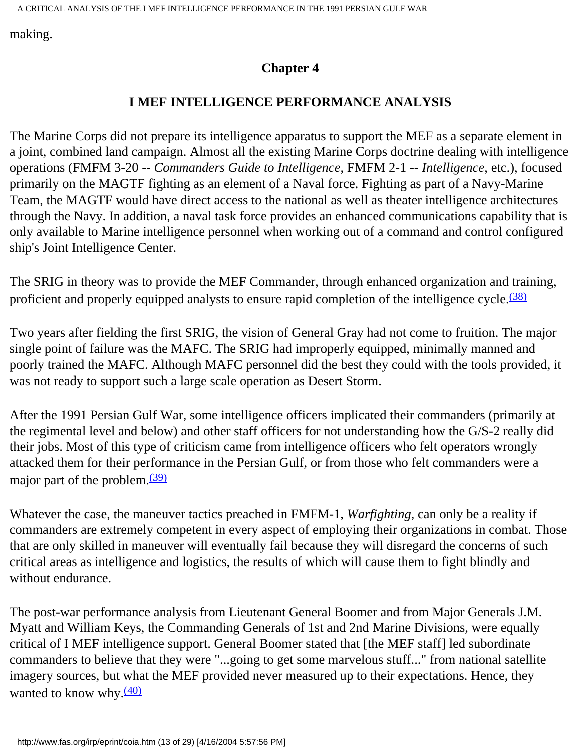making.

## Chapter 4

## I MEF INTELLIGENCE PERFORMANCE ANALYSIS

The Marine Corps did not prepare its intelligence apparatus to support the MEF as a separate element in a joint, combined land campaign. Almost all the existing Marine Corps doctrine dealing with intelligence operations (FMFM 3-20 -- *Commanders Guide to Intelligence*, FMFM 2-1 -- *Intelligence*, etc.), focused primarily on the MAGTF fighting as an element of a Naval force. Fighting as part of a Navy-Marine Team, the MAGTF would have direct access to the national as well as theater intelligence architectures through the Navy. In addition, a naval task force provides an enhanced communications capability that is only available to Marine intelligence personnel when working out of a command and control configured ship's Joint Intelligence Center.

The SRIG in theory was to provide the MEF Commander, through enhanced organization and training, proficient and properly equipped analysts to ensure rapid completion of the intelligence cycle.(38)

Two years after fielding the first SRIG, the vision of General Gray had not come to fruition. The major single point of failure was the MAFC. The SRIG had improperly equipped, minimally manned and poorly trained the MAFC. Although MAFC personnel did the best they could with the tools provided, it was not ready to support such a large scale operation as Desert Storm.

After the 1991 Persian Gulf War, some intelligence officers implicated their commanders (primarily at the regimental level and below) and other staff officers for not understanding how the G/S-2 really did their jobs. Most of this type of criticism came from intelligence officers who felt operators wrongly attacked them for their performance in the Persian Gulf, or from those who felt commanders were a major part of the problem.(39)

Whatever the case, the maneuver tactics preached in FMFM-1, *Warfighting*, can only be a reality if commanders are extremely competent in every aspect of employing their organizations in combat. Those that are only skilled in maneuver will eventually fail because they will disregard the concerns of such critical areas as intelligence and logistics, the results of which will cause them to fight blindly and without endurance.

The post-war performance analysis from Lieutenant General Boomer and from Major Generals J.M. Myatt and William Keys, the Commanding Generals of 1st and 2nd Marine Divisions, were equally critical of I MEF intelligence support. General Boomer stated that [the MEF staff] led subordinate commanders to believe that they were "...going to get some marvelous stuff..." from national satellite imagery sources, but what the MEF provided never measured up to their expectations. Hence, they wanted to know why.(40)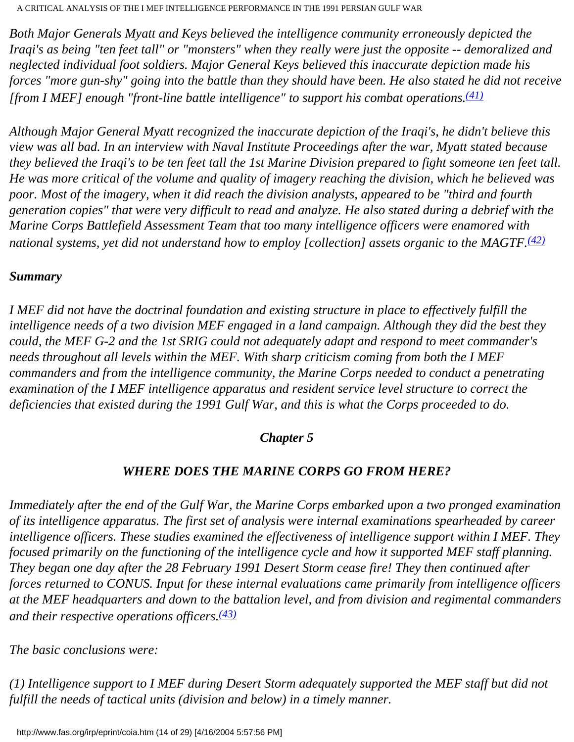*Both Major Generals Myatt and Keys believed the intelligence community erroneously depicted the Iraqi's as being "ten feet tall" or "monsters" when they really were just the opposite -- demoralized and neglected individual foot soldiers. Major General Keys believed this inaccurate depiction made his forces "more gun-shy" going into the battle than they should have been. He also stated he did not receive [from I MEF] enough "front-line battle intelligence" to support his combat operations.*[(41)]

*Although Major General Myatt recognized the inaccurate depiction of the Iraqi's, he didn't believe this view was all bad. In an interview with Naval Institute Proceedings after the war, Myatt stated because they believed the Iraqi's to be ten feet tall the 1st Marine Division prepared to fight someone ten feet tall. He was more critical of the volume and quality of imagery reaching the division, which he believed was poor. Most of the imagery, when it did reach the division analysts, appeared to be "third and fourth generation copies" that were very difficult to read and analyze. He also stated during a debrief with the Marine Corps Battlefield Assessment Team that too many intelligence officers were enamored with national systems, yet did not understand how to employ [collection] assets organic to the MAGTF.*[(42)]

***Summary***

*I MEF did not have the doctrinal foundation and existing structure in place to effectively fulfill the intelligence needs of a two division MEF engaged in a land campaign. Although they did the best they could, the MEF G-2 and the 1st SRIG could not adequately adapt and respond to meet commander's needs throughout all levels within the MEF. With sharp criticism coming from both the I MEF commanders and from the intelligence community, the Marine Corps needed to conduct a penetrating examination of the I MEF intelligence apparatus and resident service level structure to correct the deficiencies that existed during the 1991 Gulf War, and this is what the Corps proceeded to do.*

## *Chapter 5*

## *WHERE DOES THE MARINE CORPS GO FROM HERE?*

*Immediately after the end of the Gulf War, the Marine Corps embarked upon a two pronged examination of its intelligence apparatus. The first set of analysis were internal examinations spearheaded by career intelligence officers. These studies examined the effectiveness of intelligence support within I MEF. They focused primarily on the functioning of the intelligence cycle and how it supported MEF staff planning. They began one day after the 28 February 1991 Desert Storm cease fire! They then continued after forces returned to CONUS. Input for these internal evaluations came primarily from intelligence officers at the MEF headquarters and down to the battalion level, and from division and regimental commanders and their respective operations officers.*[(43)]

*The basic conclusions were:*

*(1) Intelligence support to I MEF during Desert Storm adequately supported the MEF staff but did not fulfill the needs of tactical units (division and below) in a timely manner.*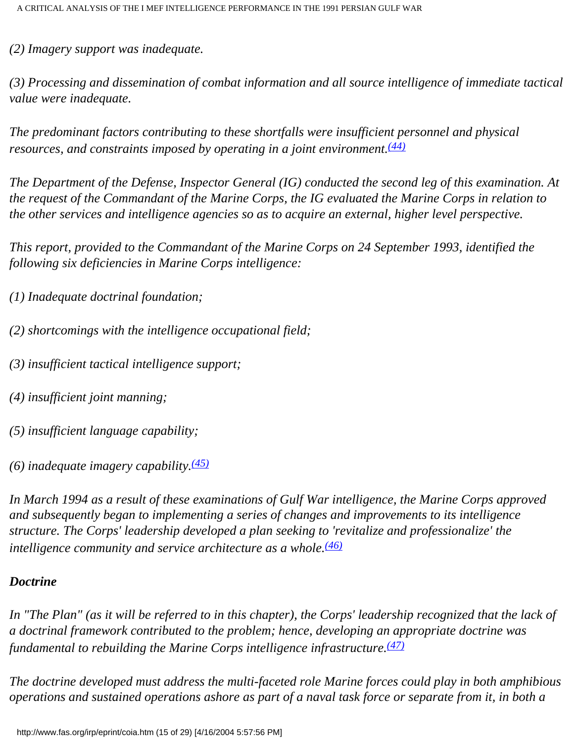*(2) Imagery support was inadequate.*

*(3) Processing and dissemination of combat information and all source intelligence of immediate tactical value were inadequate.*

*The predominant factors contributing to these shortfalls were insufficient personnel and physical resources, and constraints imposed by operating in a joint environment.*[(44)]

*The Department of the Defense, Inspector General (IG) conducted the second leg of this examination. At the request of the Commandant of the Marine Corps, the IG evaluated the Marine Corps in relation to the other services and intelligence agencies so as to acquire an external, higher level perspective.*

*This report, provided to the Commandant of the Marine Corps on 24 September 1993, identified the following six deficiencies in Marine Corps intelligence:*

*(1) Inadequate doctrinal foundation;*

*(2) shortcomings with the intelligence occupational field;*

*(3) insufficient tactical intelligence support;*

*(4) insufficient joint manning;*

*(5) insufficient language capability;*

*(6) inadequate imagery capability.*[(45)]

*In March 1994 as a result of these examinations of Gulf War intelligence, the Marine Corps approved and subsequently began to implementing a series of changes and improvements to its intelligence structure. The Corps' leadership developed a plan seeking to 'revitalize and professionalize' the intelligence community and service architecture as a whole.*[(46)]

***Doctrine***

*In "The Plan" (as it will be referred to in this chapter), the Corps' leadership recognized that the lack of a doctrinal framework contributed to the problem; hence, developing an appropriate doctrine was fundamental to rebuilding the Marine Corps intelligence infrastructure.*[(47)]

*The doctrine developed must address the multi-faceted role Marine forces could play in both amphibious operations and sustained operations ashore as part of a naval task force or separate from it, in both a*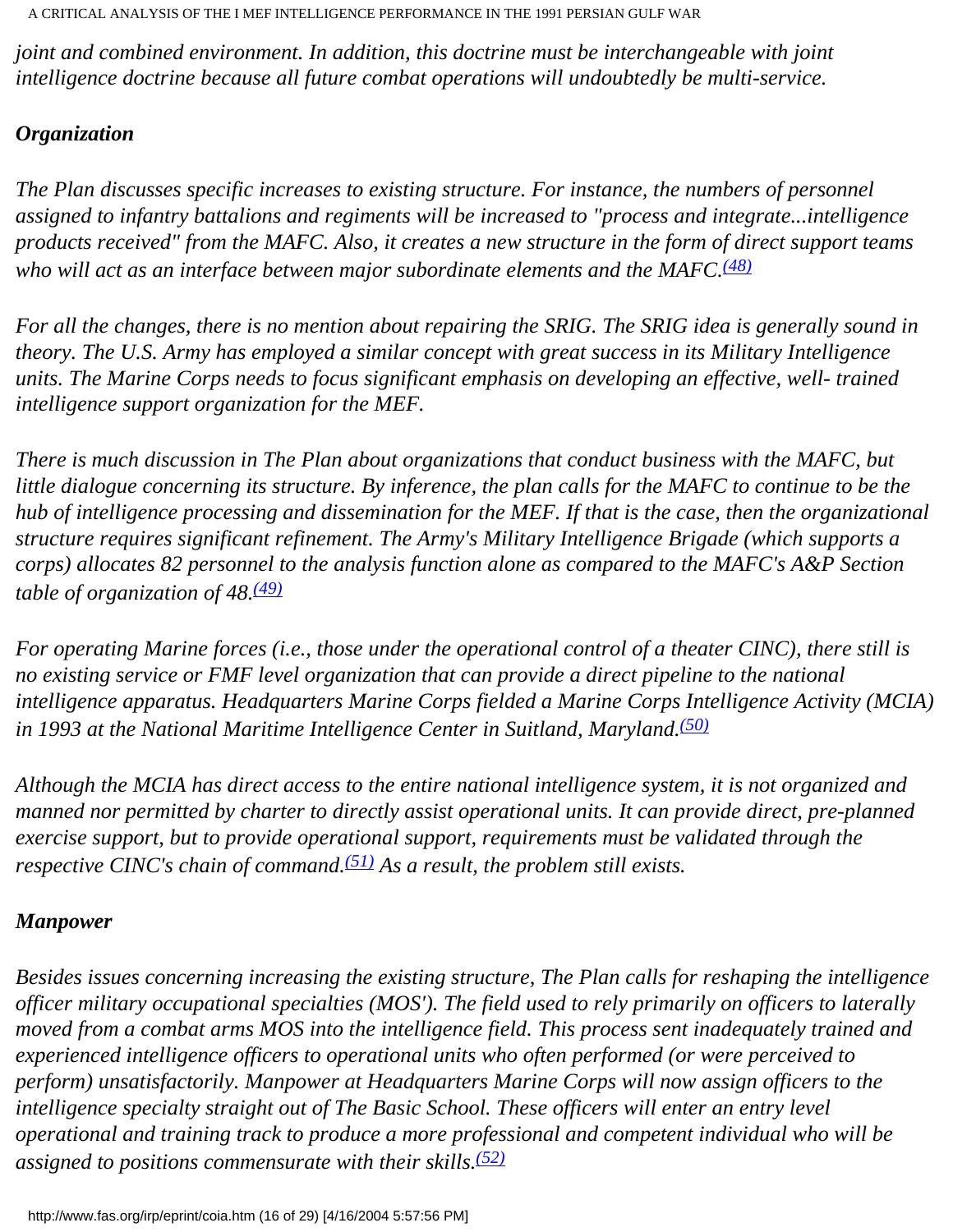*joint and combined environment. In addition, this doctrine must be interchangeable with joint intelligence doctrine because all future combat operations will undoubtedly be multi-service.*

### *Organization*

*The Plan discusses specific increases to existing structure. For instance, the numbers of personnel assigned to infantry battalions and regiments will be increased to "process and integrate...intelligence products received" from the MAFC. Also, it creates a new structure in the form of direct support teams who will act as an interface between major subordinate elements and the MAFC.*[(48)]

*For all the changes, there is no mention about repairing the SRIG. The SRIG idea is generally sound in theory. The U.S. Army has employed a similar concept with great success in its Military Intelligence units. The Marine Corps needs to focus significant emphasis on developing an effective, well- trained intelligence support organization for the MEF.*

*There is much discussion in The Plan about organizations that conduct business with the MAFC, but little dialogue concerning its structure. By inference, the plan calls for the MAFC to continue to be the hub of intelligence processing and dissemination for the MEF. If that is the case, then the organizational structure requires significant refinement. The Army's Military Intelligence Brigade (which supports a corps) allocates 82 personnel to the analysis function alone as compared to the MAFC's A&P Section table of organization of 48.*[(49)]

*For operating Marine forces (i.e., those under the operational control of a theater CINC), there still is no existing service or FMF level organization that can provide a direct pipeline to the national intelligence apparatus. Headquarters Marine Corps fielded a Marine Corps Intelligence Activity (MCIA) in 1993 at the National Maritime Intelligence Center in Suitland, Maryland.*[(50)]

*Although the MCIA has direct access to the entire national intelligence system, it is not organized and manned nor permitted by charter to directly assist operational units. It can provide direct, pre-planned exercise support, but to provide operational support, requirements must be validated through the respective CINC's chain of command.*[(51)] *As a result, the problem still exists.*

### *Manpower*

*Besides issues concerning increasing the existing structure, The Plan calls for reshaping the intelligence officer military occupational specialties (MOS'). The field used to rely primarily on officers to laterally moved from a combat arms MOS into the intelligence field. This process sent inadequately trained and experienced intelligence officers to operational units who often performed (or were perceived to perform) unsatisfactorily. Manpower at Headquarters Marine Corps will now assign officers to the intelligence specialty straight out of The Basic School. These officers will enter an entry level operational and training track to produce a more professional and competent individual who will be assigned to positions commensurate with their skills.*[(52)]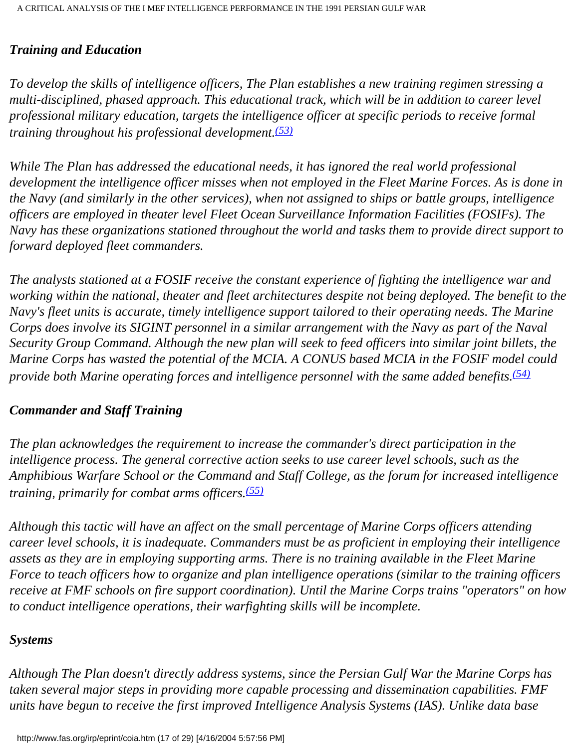### *Training and Education*

*To develop the skills of intelligence officers, The Plan establishes a new training regimen stressing a multi-disciplined, phased approach. This educational track, which will be in addition to career level professional military education, targets the intelligence officer at specific periods to receive formal training throughout his professional development.*[(53)]

*While The Plan has addressed the educational needs, it has ignored the real world professional development the intelligence officer misses when not employed in the Fleet Marine Forces. As is done in the Navy (and similarly in the other services), when not assigned to ships or battle groups, intelligence officers are employed in theater level Fleet Ocean Surveillance Information Facilities (FOSIFs). The Navy has these organizations stationed throughout the world and tasks them to provide direct support to forward deployed fleet commanders.*

*The analysts stationed at a FOSIF receive the constant experience of fighting the intelligence war and working within the national, theater and fleet architectures despite not being deployed. The benefit to the Navy's fleet units is accurate, timely intelligence support tailored to their operating needs. The Marine Corps does involve its SIGINT personnel in a similar arrangement with the Navy as part of the Naval Security Group Command. Although the new plan will seek to feed officers into similar joint billets, the Marine Corps has wasted the potential of the MCIA. A CONUS based MCIA in the FOSIF model could provide both Marine operating forces and intelligence personnel with the same added benefits.*[(54)]

### *Commander and Staff Training*

*The plan acknowledges the requirement to increase the commander's direct participation in the intelligence process. The general corrective action seeks to use career level schools, such as the Amphibious Warfare School or the Command and Staff College, as the forum for increased intelligence training, primarily for combat arms officers.*[(55)]

*Although this tactic will have an affect on the small percentage of Marine Corps officers attending career level schools, it is inadequate. Commanders must be as proficient in employing their intelligence assets as they are in employing supporting arms. There is no training available in the Fleet Marine Force to teach officers how to organize and plan intelligence operations (similar to the training officers receive at FMF schools on fire support coordination). Until the Marine Corps trains "operators" on how to conduct intelligence operations, their warfighting skills will be incomplete.*

### *Systems*

*Although The Plan doesn't directly address systems, since the Persian Gulf War the Marine Corps has taken several major steps in providing more capable processing and dissemination capabilities. FMF units have begun to receive the first improved Intelligence Analysis Systems (IAS). Unlike data base*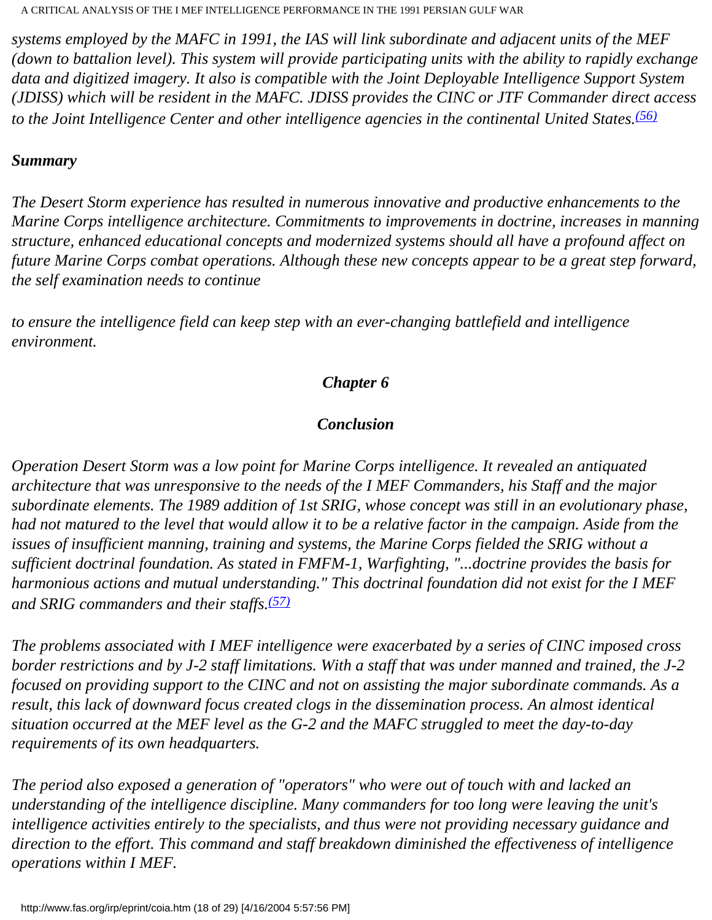*systems employed by the MAFC in 1991, the IAS will link subordinate and adjacent units of the MEF (down to battalion level). This system will provide participating units with the ability to rapidly exchange data and digitized imagery. It also is compatible with the Joint Deployable Intelligence Support System (JDISS) which will be resident in the MAFC. JDISS provides the CINC or JTF Commander direct access to the Joint Intelligence Center and other intelligence agencies in the continental United States.*[(56)]

***Summary***

*The Desert Storm experience has resulted in numerous innovative and productive enhancements to the Marine Corps intelligence architecture. Commitments to improvements in doctrine, increases in manning structure, enhanced educational concepts and modernized systems should all have a profound affect on future Marine Corps combat operations. Although these new concepts appear to be a great step forward, the self examination needs to continue*

*to ensure the intelligence field can keep step with an ever-changing battlefield and intelligence environment.*

## ***Chapter 6***

## ***Conclusion***

*Operation Desert Storm was a low point for Marine Corps intelligence. It revealed an antiquated architecture that was unresponsive to the needs of the I MEF Commanders, his Staff and the major subordinate elements. The 1989 addition of 1st SRIG, whose concept was still in an evolutionary phase, had not matured to the level that would allow it to be a relative factor in the campaign. Aside from the issues of insufficient manning, training and systems, the Marine Corps fielded the SRIG without a sufficient doctrinal foundation. As stated in FMFM-1, Warfighting, "...doctrine provides the basis for harmonious actions and mutual understanding." This doctrinal foundation did not exist for the I MEF and SRIG commanders and their staffs.*[(57)]

*The problems associated with I MEF intelligence were exacerbated by a series of CINC imposed cross border restrictions and by J-2 staff limitations. With a staff that was under manned and trained, the J-2 focused on providing support to the CINC and not on assisting the major subordinate commands. As a result, this lack of downward focus created clogs in the dissemination process. An almost identical situation occurred at the MEF level as the G-2 and the MAFC struggled to meet the day-to-day requirements of its own headquarters.*

*The period also exposed a generation of "operators" who were out of touch with and lacked an understanding of the intelligence discipline. Many commanders for too long were leaving the unit's intelligence activities entirely to the specialists, and thus were not providing necessary guidance and direction to the effort. This command and staff breakdown diminished the effectiveness of intelligence operations within I MEF.*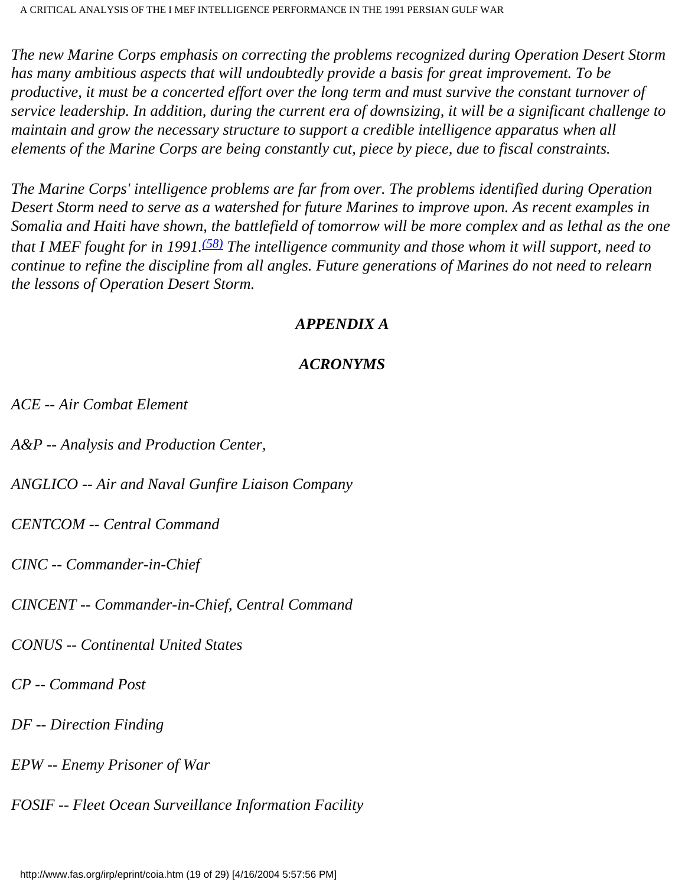*The new Marine Corps emphasis on correcting the problems recognized during Operation Desert Storm has many ambitious aspects that will undoubtedly provide a basis for great improvement. To be productive, it must be a concerted effort over the long term and must survive the constant turnover of service leadership. In addition, during the current era of downsizing, it will be a significant challenge to maintain and grow the necessary structure to support a credible intelligence apparatus when all elements of the Marine Corps are being constantly cut, piece by piece, due to fiscal constraints.*

*The Marine Corps' intelligence problems are far from over. The problems identified during Operation Desert Storm need to serve as a watershed for future Marines to improve upon. As recent examples in Somalia and Haiti have shown, the battlefield of tomorrow will be more complex and as lethal as the one that I MEF fought for in 1991.*[(58)] *The intelligence community and those whom it will support, need to continue to refine the discipline from all angles. Future generations of Marines do not need to relearn the lessons of Operation Desert Storm.*

## *APPENDIX A*

## *ACRONYMS*

*ACE -- Air Combat Element*

*A&P -- Analysis and Production Center,*

*ANGLICO -- Air and Naval Gunfire Liaison Company*

*CENTCOM -- Central Command*

*CINC -- Commander-in-Chief*

*CINCENT -- Commander-in-Chief, Central Command*

*CONUS -- Continental United States*

*CP -- Command Post*

*DF -- Direction Finding*

*EPW -- Enemy Prisoner of War*

*FOSIF -- Fleet Ocean Surveillance Information Facility*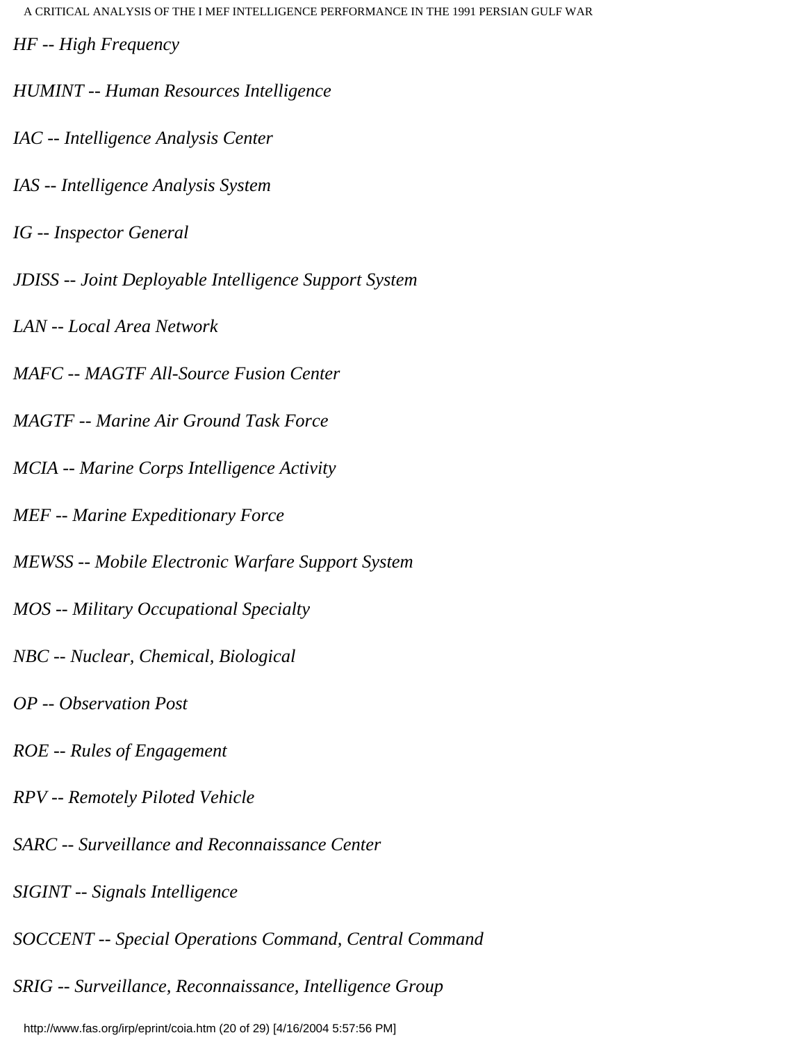*HF -- High Frequency*

*HUMINT -- Human Resources Intelligence*

*IAC -- Intelligence Analysis Center*

*IAS -- Intelligence Analysis System*

*IG -- Inspector General*

*JDISS -- Joint Deployable Intelligence Support System*

*LAN -- Local Area Network*

*MAFC -- MAGTF All-Source Fusion Center*

*MAGTF -- Marine Air Ground Task Force*

*MCIA -- Marine Corps Intelligence Activity*

*MEF -- Marine Expeditionary Force*

*MEWSS -- Mobile Electronic Warfare Support System*

*MOS -- Military Occupational Specialty*

*NBC -- Nuclear, Chemical, Biological*

*OP -- Observation Post*

*ROE -- Rules of Engagement*

*RPV -- Remotely Piloted Vehicle*

*SARC -- Surveillance and Reconnaissance Center*

*SIGINT -- Signals Intelligence*

*SOCCENT -- Special Operations Command, Central Command*

*SRIG -- Surveillance, Reconnaissance, Intelligence Group*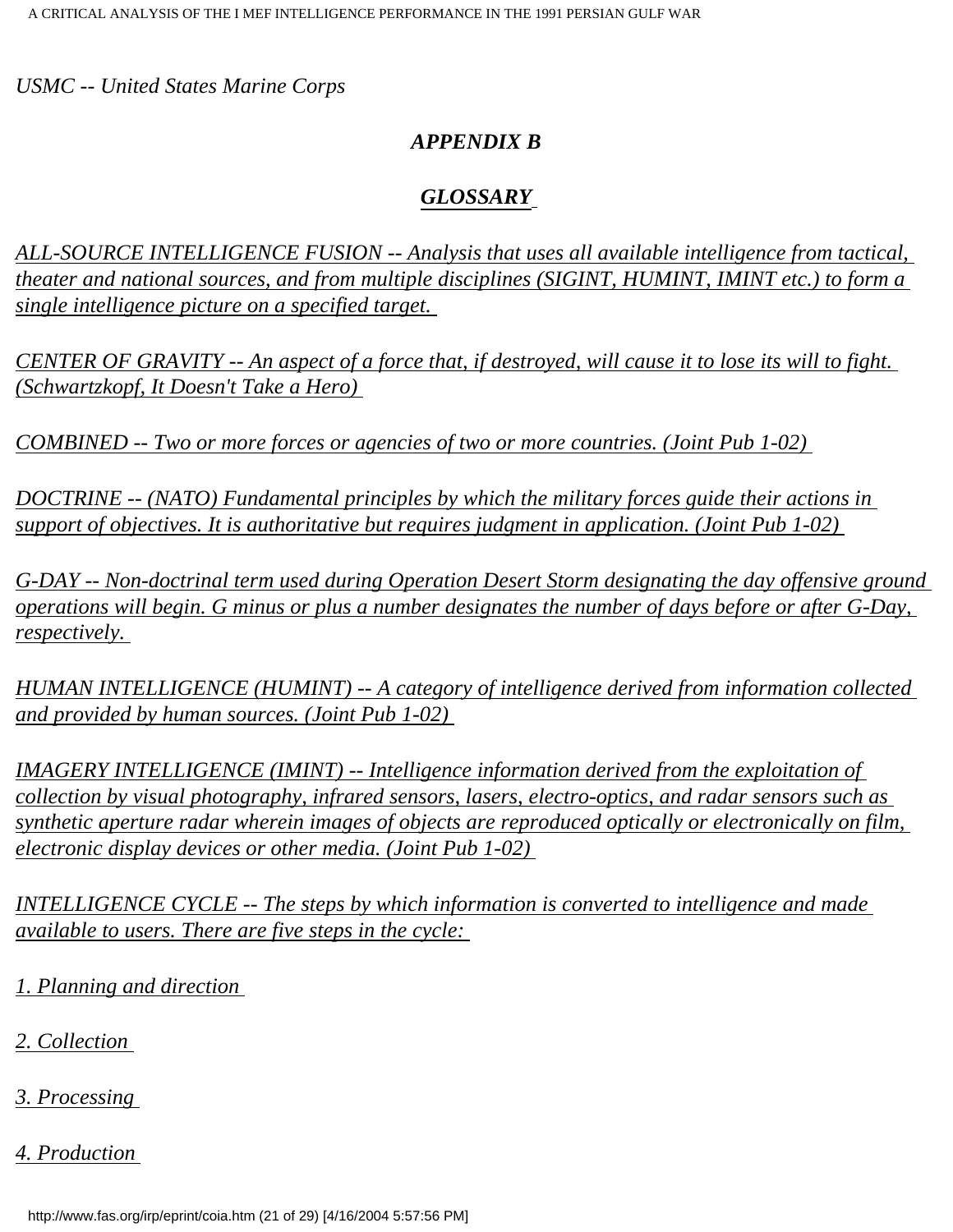*USMC -- United States Marine Corps*

## *APPENDIX B*

## *GLOSSARY*

*ALL-SOURCE INTELLIGENCE FUSION -- Analysis that uses all available intelligence from tactical, theater and national sources, and from multiple disciplines (SIGINT, HUMINT, IMINT etc.) to form a single intelligence picture on a specified target.*

*CENTER OF GRAVITY -- An aspect of a force that, if destroyed, will cause it to lose its will to fight. (Schwartzkopf, It Doesn't Take a Hero)*

*COMBINED -- Two or more forces or agencies of two or more countries. (Joint Pub 1-02)*

*DOCTRINE -- (NATO) Fundamental principles by which the military forces guide their actions in support of objectives. It is authoritative but requires judgment in application. (Joint Pub 1-02)*

*G-DAY -- Non-doctrinal term used during Operation Desert Storm designating the day offensive ground operations will begin. G minus or plus a number designates the number of days before or after G-Day, respectively.*

*HUMAN INTELLIGENCE (HUMINT) -- A category of intelligence derived from information collected and provided by human sources. (Joint Pub 1-02)*

*IMAGERY INTELLIGENCE (IMINT) -- Intelligence information derived from the exploitation of collection by visual photography, infrared sensors, lasers, electro-optics, and radar sensors such as synthetic aperture radar wherein images of objects are reproduced optically or electronically on film, electronic display devices or other media. (Joint Pub 1-02)*

*INTELLIGENCE CYCLE -- The steps by which information is converted to intelligence and made available to users. There are five steps in the cycle:*

*1. Planning and direction*

*2. Collection*

*3. Processing*

*4. Production*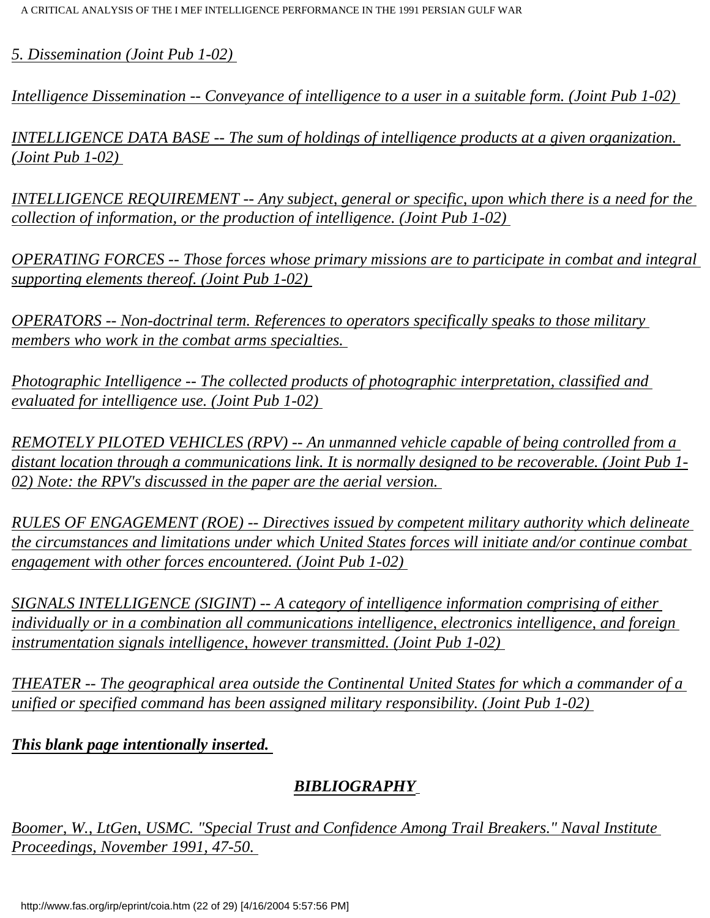*5. Dissemination (Joint Pub 1-02)*

*Intelligence Dissemination -- Conveyance of intelligence to a user in a suitable form. (Joint Pub 1-02)*

*INTELLIGENCE DATA BASE -- The sum of holdings of intelligence products at a given organization. (Joint Pub 1-02)*

*INTELLIGENCE REQUIREMENT -- Any subject, general or specific, upon which there is a need for the collection of information, or the production of intelligence. (Joint Pub 1-02)*

*OPERATING FORCES -- Those forces whose primary missions are to participate in combat and integral supporting elements thereof. (Joint Pub 1-02)*

*OPERATORS -- Non-doctrinal term. References to operators specifically speaks to those military members who work in the combat arms specialties.*

*Photographic Intelligence -- The collected products of photographic interpretation, classified and evaluated for intelligence use. (Joint Pub 1-02)*

*REMOTELY PILOTED VEHICLES (RPV) -- An unmanned vehicle capable of being controlled from a distant location through a communications link. It is normally designed to be recoverable. (Joint Pub 1-02) Note: the RPV's discussed in the paper are the aerial version.*

*RULES OF ENGAGEMENT (ROE) -- Directives issued by competent military authority which delineate the circumstances and limitations under which United States forces will initiate and/or continue combat engagement with other forces encountered. (Joint Pub 1-02)*

*SIGNALS INTELLIGENCE (SIGINT) -- A category of intelligence information comprising of either individually or in a combination all communications intelligence, electronics intelligence, and foreign instrumentation signals intelligence, however transmitted. (Joint Pub 1-02)*

*THEATER -- The geographical area outside the Continental United States for which a commander of a unified or specified command has been assigned military responsibility. (Joint Pub 1-02)*

***This blank page intentionally inserted.***

## *BIBLIOGRAPHY*

*Boomer, W., LtGen, USMC. "Special Trust and Confidence Among Trail Breakers." Naval Institute Proceedings, November 1991, 47-50.*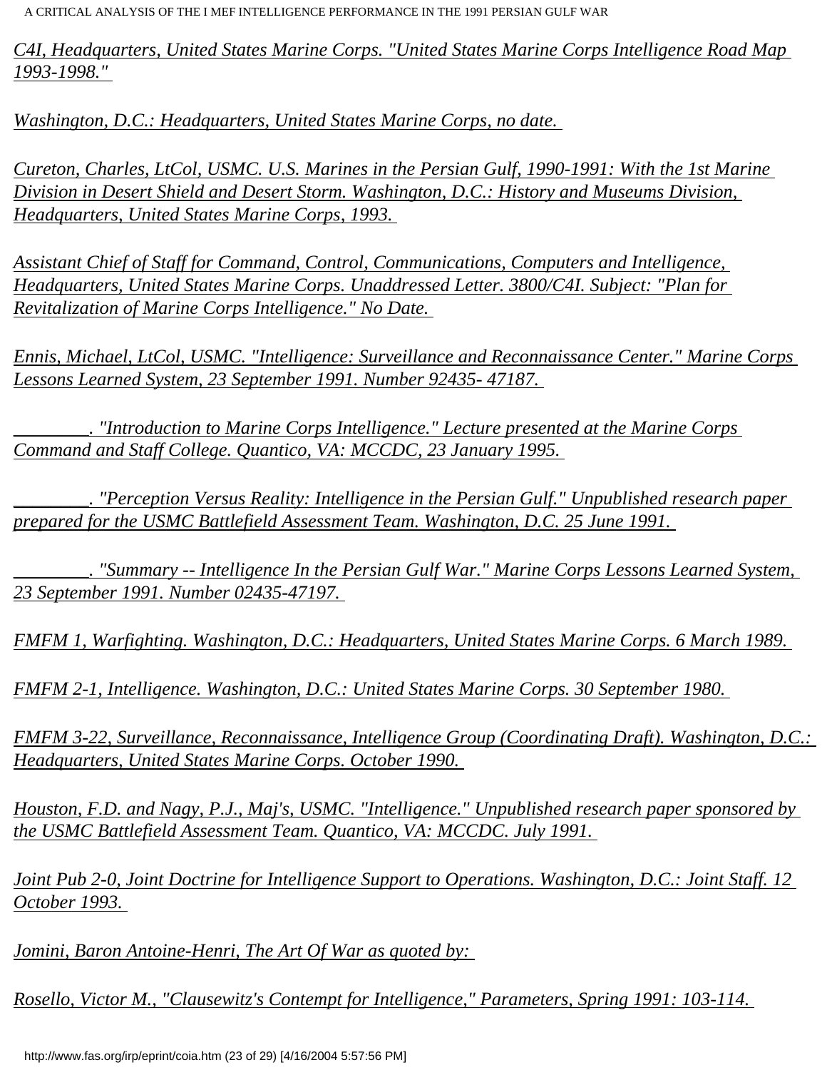*C4I, Headquarters, United States Marine Corps. "United States Marine Corps Intelligence Road Map 1993-1998."*

*Washington, D.C.: Headquarters, United States Marine Corps, no date.*

*Cureton, Charles, LtCol, USMC. U.S. Marines in the Persian Gulf, 1990-1991: With the 1st Marine Division in Desert Shield and Desert Storm. Washington, D.C.: History and Museums Division, Headquarters, United States Marine Corps, 1993.*

*Assistant Chief of Staff for Command, Control, Communications, Computers and Intelligence, Headquarters, United States Marine Corps. Unaddressed Letter. 3800/C4I. Subject: "Plan for Revitalization of Marine Corps Intelligence." No Date.*

*Ennis, Michael, LtCol, USMC. "Intelligence: Surveillance and Reconnaissance Center." Marine Corps Lessons Learned System, 23 September 1991. Number 92435- 47187.*

*________. "Introduction to Marine Corps Intelligence." Lecture presented at the Marine Corps Command and Staff College. Quantico, VA: MCCDC, 23 January 1995.*

*________. "Perception Versus Reality: Intelligence in the Persian Gulf." Unpublished research paper prepared for the USMC Battlefield Assessment Team. Washington, D.C. 25 June 1991.*

*________. "Summary -- Intelligence In the Persian Gulf War." Marine Corps Lessons Learned System, 23 September 1991. Number 02435-47197.*

*FMFM 1, Warfighting. Washington, D.C.: Headquarters, United States Marine Corps. 6 March 1989.*

*FMFM 2-1, Intelligence. Washington, D.C.: United States Marine Corps. 30 September 1980.*

*FMFM 3-22, Surveillance, Reconnaissance, Intelligence Group (Coordinating Draft). Washington, D.C.: Headquarters, United States Marine Corps. October 1990.*

*Houston, F.D. and Nagy, P.J., Maj's, USMC. "Intelligence." Unpublished research paper sponsored by the USMC Battlefield Assessment Team. Quantico, VA: MCCDC. July 1991.*

*Joint Pub 2-0, Joint Doctrine for Intelligence Support to Operations. Washington, D.C.: Joint Staff. 12 October 1993.*

*Jomini, Baron Antoine-Henri, The Art Of War as quoted by:*

*Rosello, Victor M., "Clausewitz's Contempt for Intelligence," Parameters, Spring 1991: 103-114.*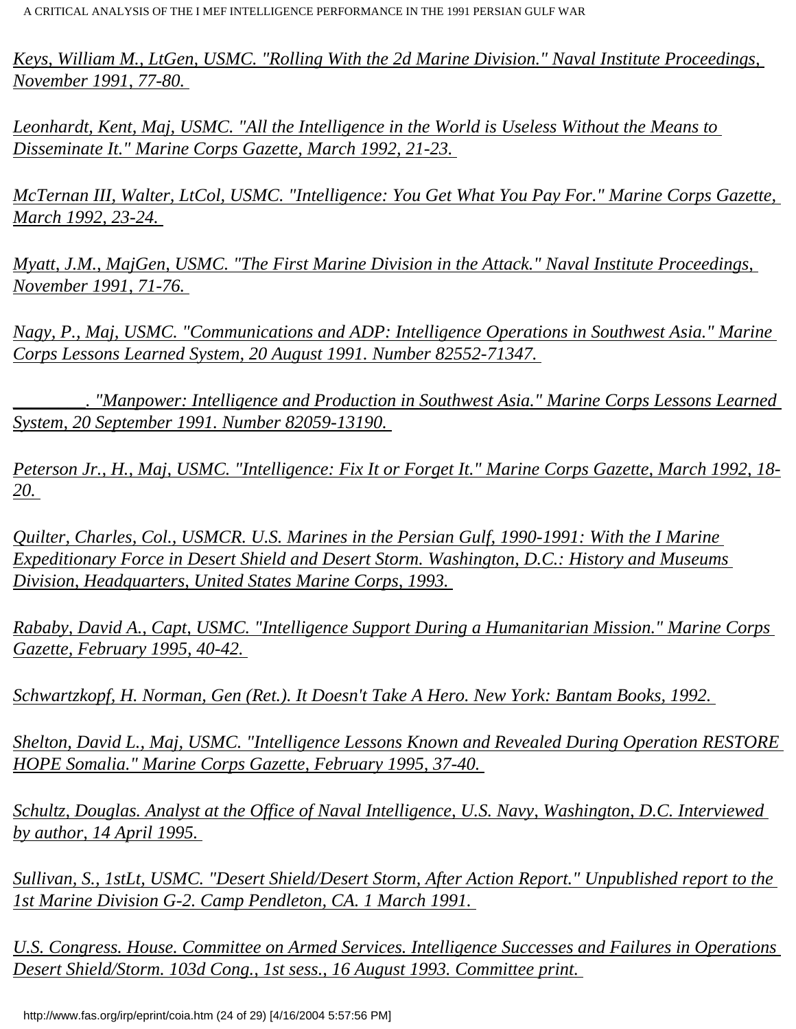*Keys, William M., LtGen, USMC. "Rolling With the 2d Marine Division." Naval Institute Proceedings, November 1991, 77-80.*

*Leonhardt, Kent, Maj, USMC. "All the Intelligence in the World is Useless Without the Means to Disseminate It." Marine Corps Gazette, March 1992, 21-23.*

*McTernan III, Walter, LtCol, USMC. "Intelligence: You Get What You Pay For." Marine Corps Gazette, March 1992, 23-24.*

*Myatt, J.M., MajGen, USMC. "The First Marine Division in the Attack." Naval Institute Proceedings, November 1991, 71-76.*

*Nagy, P., Maj, USMC. "Communications and ADP: Intelligence Operations in Southwest Asia." Marine Corps Lessons Learned System, 20 August 1991. Number 82552-71347.*

*________. "Manpower: Intelligence and Production in Southwest Asia." Marine Corps Lessons Learned System, 20 September 1991. Number 82059-13190.*

*Peterson Jr., H., Maj, USMC. "Intelligence: Fix It or Forget It." Marine Corps Gazette, March 1992, 18-20.*

*Quilter, Charles, Col., USMCR. U.S. Marines in the Persian Gulf, 1990-1991: With the I Marine Expeditionary Force in Desert Shield and Desert Storm. Washington, D.C.: History and Museums Division, Headquarters, United States Marine Corps, 1993.*

*Rababy, David A., Capt, USMC. "Intelligence Support During a Humanitarian Mission." Marine Corps Gazette, February 1995, 40-42.*

*Schwartzkopf, H. Norman, Gen (Ret.). It Doesn't Take A Hero. New York: Bantam Books, 1992.*

*Shelton, David L., Maj, USMC. "Intelligence Lessons Known and Revealed During Operation RESTORE HOPE Somalia." Marine Corps Gazette, February 1995, 37-40.*

*Schultz, Douglas. Analyst at the Office of Naval Intelligence, U.S. Navy, Washington, D.C. Interviewed by author, 14 April 1995.*

*Sullivan, S., 1stLt, USMC. "Desert Shield/Desert Storm, After Action Report." Unpublished report to the 1st Marine Division G-2. Camp Pendleton, CA. 1 March 1991.*

*U.S. Congress. House. Committee on Armed Services. Intelligence Successes and Failures in Operations Desert Shield/Storm. 103d Cong., 1st sess., 16 August 1993. Committee print.*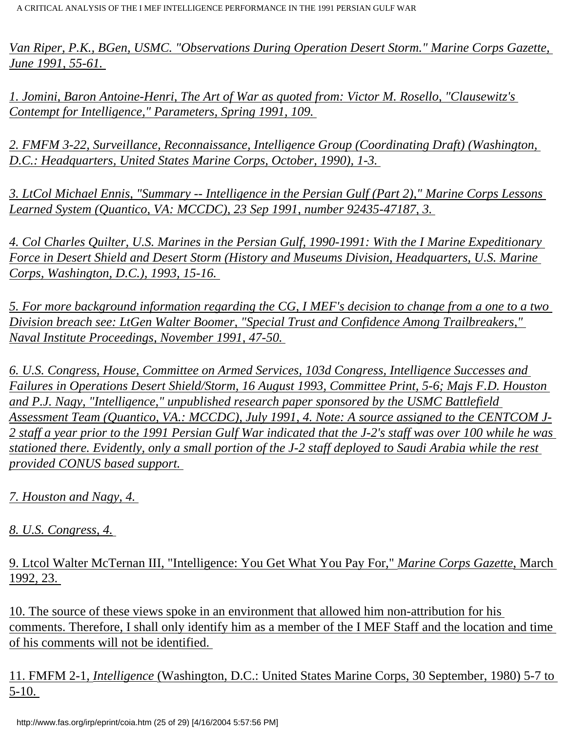*Van Riper, P.K., BGen, USMC. "Observations During Operation Desert Storm." Marine Corps Gazette, June 1991, 55-61.*

*1. Jomini, Baron Antoine-Henri, The Art of War as quoted from: Victor M. Rosello, "Clausewitz's Contempt for Intelligence," Parameters, Spring 1991, 109.*

*2. FMFM 3-22, Surveillance, Reconnaissance, Intelligence Group (Coordinating Draft) (Washington, D.C.: Headquarters, United States Marine Corps, October, 1990), 1-3.*

*3. LtCol Michael Ennis, "Summary -- Intelligence in the Persian Gulf (Part 2)," Marine Corps Lessons Learned System (Quantico, VA: MCCDC), 23 Sep 1991, number 92435-47187, 3.*

*4. Col Charles Quilter, U.S. Marines in the Persian Gulf, 1990-1991: With the I Marine Expeditionary Force in Desert Shield and Desert Storm (History and Museums Division, Headquarters, U.S. Marine Corps, Washington, D.C.), 1993, 15-16.*

*5. For more background information regarding the CG, I MEF's decision to change from a one to a two Division breach see: LtGen Walter Boomer, "Special Trust and Confidence Among Trailbreakers," Naval Institute Proceedings, November 1991, 47-50.*

*6. U.S. Congress, House, Committee on Armed Services, 103d Congress, Intelligence Successes and Failures in Operations Desert Shield/Storm, 16 August 1993, Committee Print, 5-6; Majs F.D. Houston and P.J. Nagy, "Intelligence," unpublished research paper sponsored by the USMC Battlefield Assessment Team (Quantico, VA.: MCCDC), July 1991, 4. Note: A source assigned to the CENTCOM J-2 staff a year prior to the 1991 Persian Gulf War indicated that the J-2's staff was over 100 while he was stationed there. Evidently, only a small portion of the J-2 staff deployed to Saudi Arabia while the rest provided CONUS based support.*

*7. Houston and Nagy, 4.*

*8. U.S. Congress, 4.*

9. Ltcol Walter McTernan III, "Intelligence: You Get What You Pay For," *Marine Corps Gazette*, March 1992, 23.

10. The source of these views spoke in an environment that allowed him non-attribution for his comments. Therefore, I shall only identify him as a member of the I MEF Staff and the location and time of his comments will not be identified.

11. FMFM 2-1, *Intelligence* (Washington, D.C.: United States Marine Corps, 30 September, 1980) 5-7 to 5-10.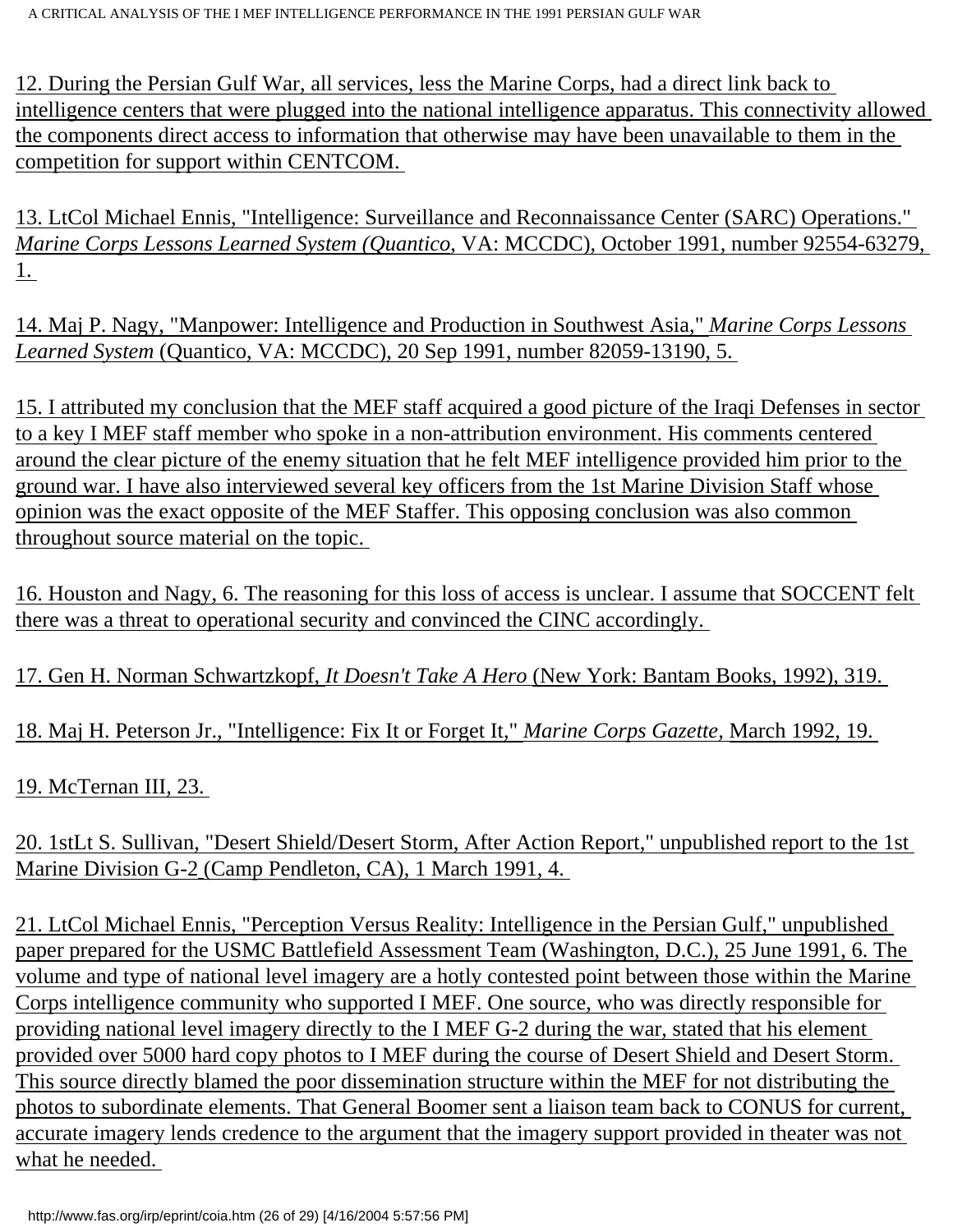12. During the Persian Gulf War, all services, less the Marine Corps, had a direct link back to intelligence centers that were plugged into the national intelligence apparatus. This connectivity allowed the components direct access to information that otherwise may have been unavailable to them in the competition for support within CENTCOM.

13. LtCol Michael Ennis, "Intelligence: Surveillance and Reconnaissance Center (SARC) Operations." *Marine Corps Lessons Learned System (Quantico*, VA: MCCDC), October 1991, number 92554-63279, 1.

14. Maj P. Nagy, "Manpower: Intelligence and Production in Southwest Asia," *Marine Corps Lessons Learned System* (Quantico, VA: MCCDC), 20 Sep 1991, number 82059-13190, 5.

15. I attributed my conclusion that the MEF staff acquired a good picture of the Iraqi Defenses in sector to a key I MEF staff member who spoke in a non-attribution environment. His comments centered around the clear picture of the enemy situation that he felt MEF intelligence provided him prior to the ground war. I have also interviewed several key officers from the 1st Marine Division Staff whose opinion was the exact opposite of the MEF Staffer. This opposing conclusion was also common throughout source material on the topic.

16. Houston and Nagy, 6. The reasoning for this loss of access is unclear. I assume that SOCCENT felt there was a threat to operational security and convinced the CINC accordingly.

17. Gen H. Norman Schwartzkopf, *It Doesn't Take A Hero* (New York: Bantam Books, 1992), 319.

18. Maj H. Peterson Jr., "Intelligence: Fix It or Forget It," *Marine Corps Gazette,* March 1992, 19.

19. McTernan III, 23.

20. 1stLt S. Sullivan, "Desert Shield/Desert Storm, After Action Report," unpublished report to the 1st Marine Division G-2 (Camp Pendleton, CA), 1 March 1991, 4.

21. LtCol Michael Ennis, "Perception Versus Reality: Intelligence in the Persian Gulf," unpublished paper prepared for the USMC Battlefield Assessment Team (Washington, D.C.), 25 June 1991, 6. The volume and type of national level imagery are a hotly contested point between those within the Marine Corps intelligence community who supported I MEF. One source, who was directly responsible for providing national level imagery directly to the I MEF G-2 during the war, stated that his element provided over 5000 hard copy photos to I MEF during the course of Desert Shield and Desert Storm. This source directly blamed the poor dissemination structure within the MEF for not distributing the photos to subordinate elements. That General Boomer sent a liaison team back to CONUS for current, accurate imagery lends credence to the argument that the imagery support provided in theater was not what he needed.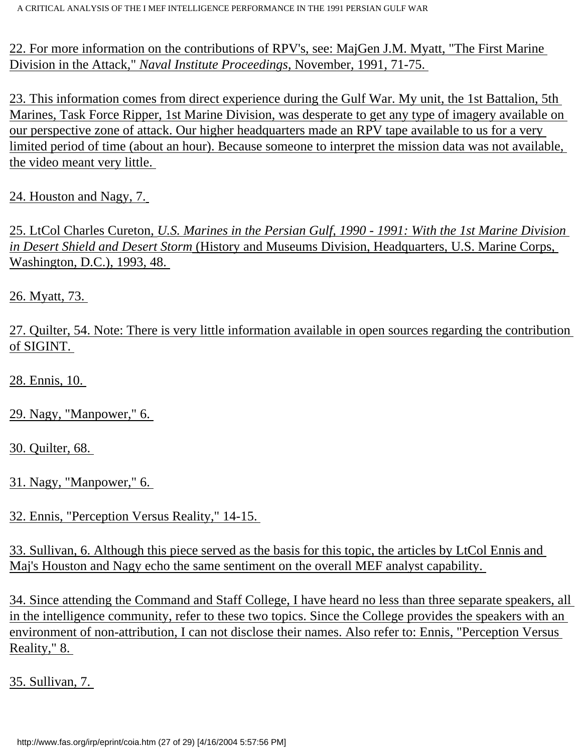22. For more information on the contributions of RPV's, see: MajGen J.M. Myatt, "The First Marine Division in the Attack," *Naval Institute Proceedings*, November, 1991, 71-75.

23. This information comes from direct experience during the Gulf War. My unit, the 1st Battalion, 5th Marines, Task Force Ripper, 1st Marine Division, was desperate to get any type of imagery available on our perspective zone of attack. Our higher headquarters made an RPV tape available to us for a very limited period of time (about an hour). Because someone to interpret the mission data was not available, the video meant very little.

24. Houston and Nagy, 7.

25. LtCol Charles Cureton, *U.S. Marines in the Persian Gulf, 1990 - 1991: With the 1st Marine Division in Desert Shield and Desert Storm* (History and Museums Division, Headquarters, U.S. Marine Corps, Washington, D.C.), 1993, 48.

26. Myatt, 73.

27. Quilter, 54. Note: There is very little information available in open sources regarding the contribution of SIGINT.

28. Ennis, 10.

29. Nagy, "Manpower," 6.

30. Quilter, 68.

31. Nagy, "Manpower," 6.

32. Ennis, "Perception Versus Reality," 14-15.

33. Sullivan, 6. Although this piece served as the basis for this topic, the articles by LtCol Ennis and Maj's Houston and Nagy echo the same sentiment on the overall MEF analyst capability.

34. Since attending the Command and Staff College, I have heard no less than three separate speakers, all in the intelligence community, refer to these two topics. Since the College provides the speakers with an environment of non-attribution, I can not disclose their names. Also refer to: Ennis, "Perception Versus Reality," 8.

35. Sullivan, 7.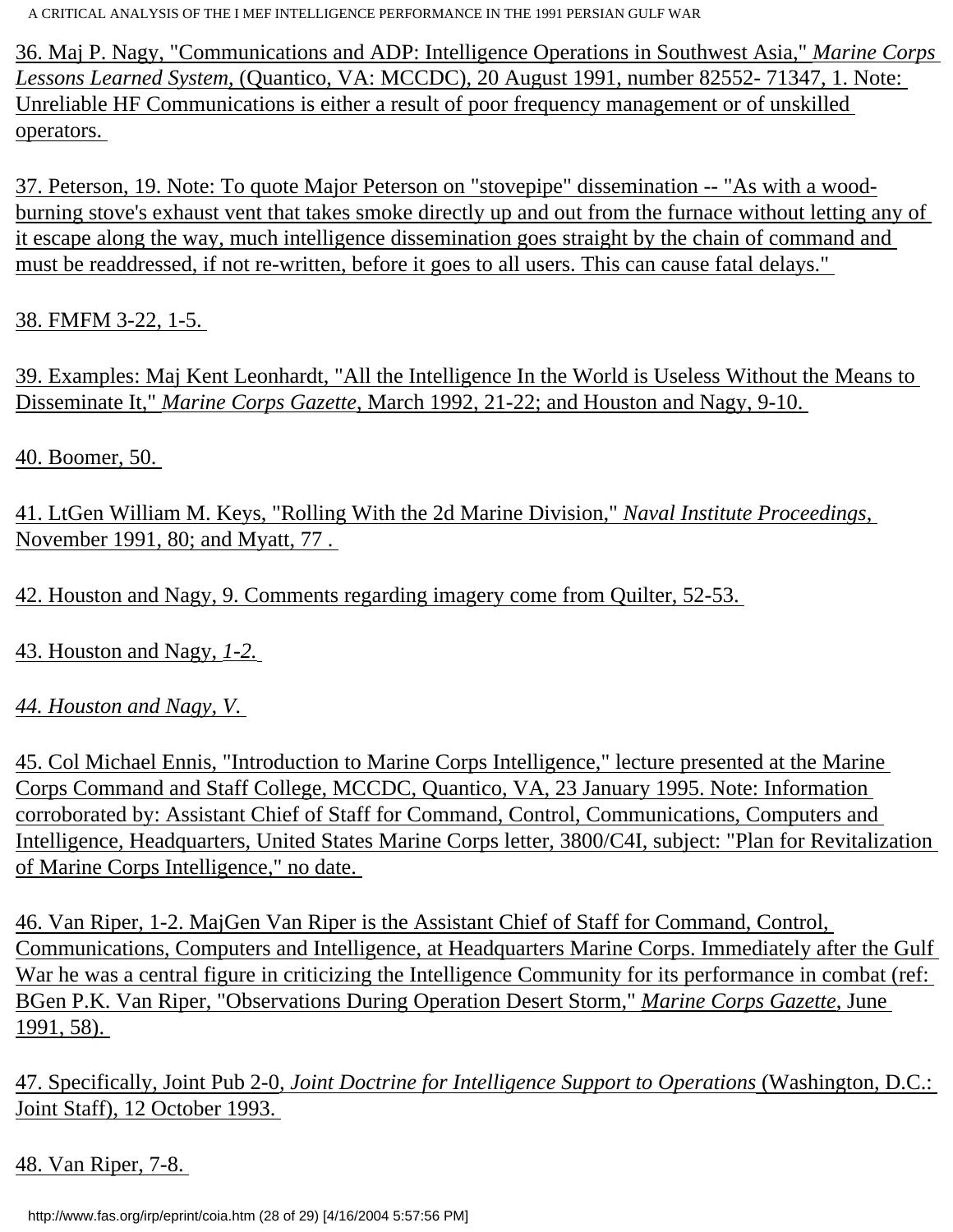36. Maj P. Nagy, "Communications and ADP: Intelligence Operations in Southwest Asia," *Marine Corps Lessons Learned System*, (Quantico, VA: MCCDC), 20 August 1991, number 82552- 71347, 1. Note: Unreliable HF Communications is either a result of poor frequency management or of unskilled operators.

37. Peterson, 19. Note: To quote Major Peterson on "stovepipe" dissemination -- "As with a wood-burning stove's exhaust vent that takes smoke directly up and out from the furnace without letting any of it escape along the way, much intelligence dissemination goes straight by the chain of command and must be readdressed, if not re-written, before it goes to all users. This can cause fatal delays."

38. FMFM 3-22, 1-5.

39. Examples: Maj Kent Leonhardt, "All the Intelligence In the World is Useless Without the Means to Disseminate It," *Marine Corps Gazette*, March 1992, 21-22; and Houston and Nagy, 9-10.

40. Boomer, 50.

41. LtGen William M. Keys, "Rolling With the 2d Marine Division," *Naval Institute Proceedings*, November 1991, 80; and Myatt, 77 .

42. Houston and Nagy, 9. Comments regarding imagery come from Quilter, 52-53.

43. Houston and Nagy, *1-2.*

*44. Houston and Nagy, V.*

45. Col Michael Ennis, "Introduction to Marine Corps Intelligence," lecture presented at the Marine Corps Command and Staff College, MCCDC, Quantico, VA, 23 January 1995. Note: Information corroborated by: Assistant Chief of Staff for Command, Control, Communications, Computers and Intelligence, Headquarters, United States Marine Corps letter, 3800/C4I, subject: "Plan for Revitalization of Marine Corps Intelligence," no date.

46. Van Riper, 1-2. MajGen Van Riper is the Assistant Chief of Staff for Command, Control, Communications, Computers and Intelligence, at Headquarters Marine Corps. Immediately after the Gulf War he was a central figure in criticizing the Intelligence Community for its performance in combat (ref: BGen P.K. Van Riper, "Observations During Operation Desert Storm," *Marine Corps Gazette*, June 1991, 58).

47. Specifically, Joint Pub 2-0, *Joint Doctrine for Intelligence Support to Operations* (Washington, D.C.: Joint Staff), 12 October 1993.

48. Van Riper, 7-8.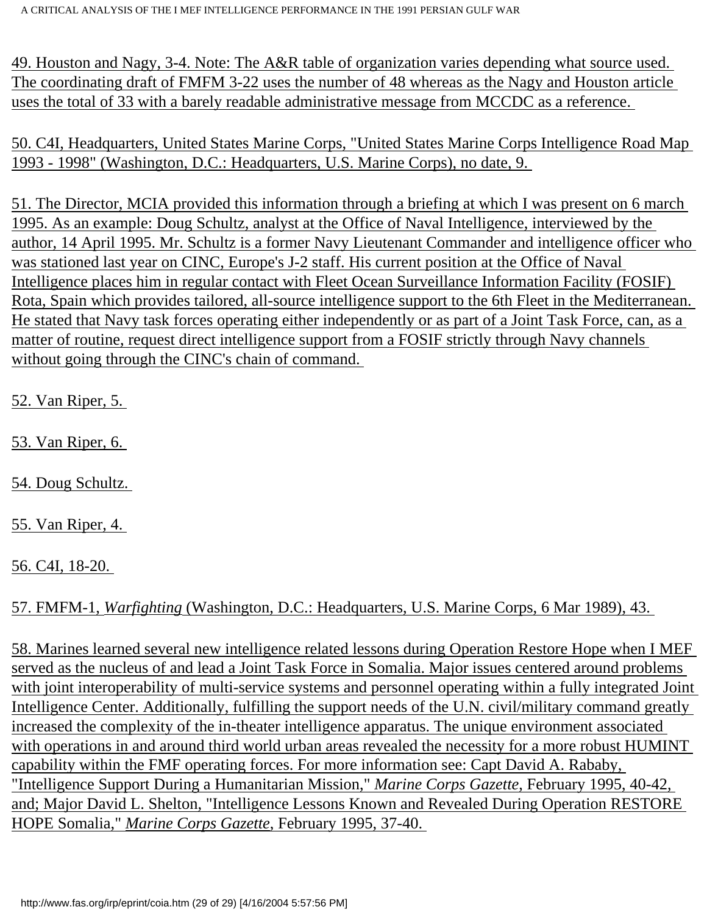49. Houston and Nagy, 3-4. Note: The A&R table of organization varies depending what source used. The coordinating draft of FMFM 3-22 uses the number of 48 whereas as the Nagy and Houston article uses the total of 33 with a barely readable administrative message from MCCDC as a reference.

50. C4I, Headquarters, United States Marine Corps, "United States Marine Corps Intelligence Road Map 1993 - 1998" (Washington, D.C.: Headquarters, U.S. Marine Corps), no date, 9.

51. The Director, MCIA provided this information through a briefing at which I was present on 6 march 1995. As an example: Doug Schultz, analyst at the Office of Naval Intelligence, interviewed by the author, 14 April 1995. Mr. Schultz is a former Navy Lieutenant Commander and intelligence officer who was stationed last year on CINC, Europe's J-2 staff. His current position at the Office of Naval Intelligence places him in regular contact with Fleet Ocean Surveillance Information Facility (FOSIF) Rota, Spain which provides tailored, all-source intelligence support to the 6th Fleet in the Mediterranean. He stated that Navy task forces operating either independently or as part of a Joint Task Force, can, as a matter of routine, request direct intelligence support from a FOSIF strictly through Navy channels without going through the CINC's chain of command.

52. Van Riper, 5.

53. Van Riper, 6.

54. Doug Schultz.

55. Van Riper, 4.

56. C4I, 18-20.

57. FMFM-1, *Warfighting* (Washington, D.C.: Headquarters, U.S. Marine Corps, 6 Mar 1989), 43.

58. Marines learned several new intelligence related lessons during Operation Restore Hope when I MEF served as the nucleus of and lead a Joint Task Force in Somalia. Major issues centered around problems with joint interoperability of multi-service systems and personnel operating within a fully integrated Joint Intelligence Center. Additionally, fulfilling the support needs of the U.N. civil/military command greatly increased the complexity of the in-theater intelligence apparatus. The unique environment associated with operations in and around third world urban areas revealed the necessity for a more robust HUMINT capability within the FMF operating forces. For more information see: Capt David A. Rababy, "Intelligence Support During a Humanitarian Mission," *Marine Corps Gazette*, February 1995, 40-42, and; Major David L. Shelton, "Intelligence Lessons Known and Revealed During Operation RESTORE HOPE Somalia," *Marine Corps Gazette*, February 1995, 37-40.